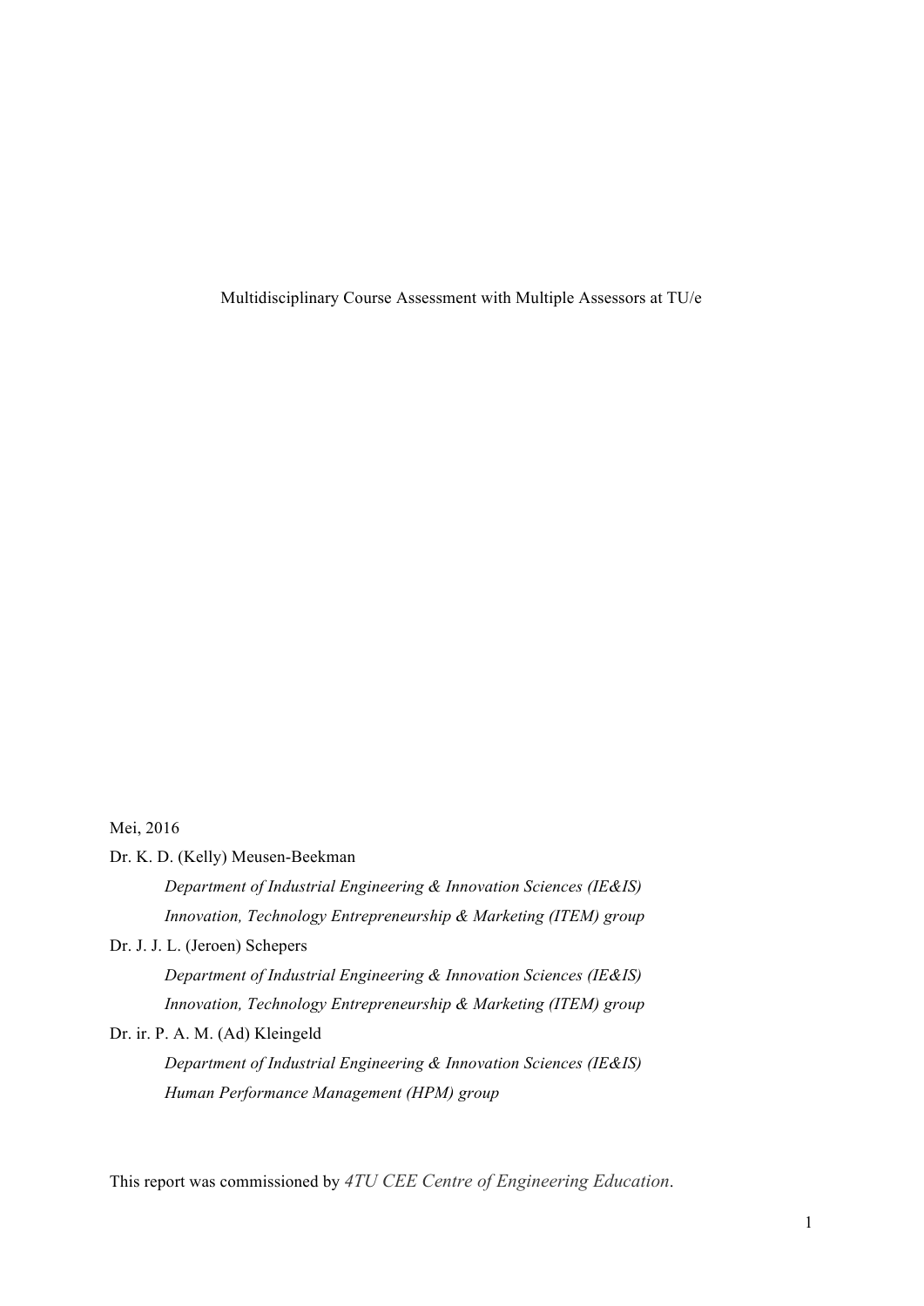# Multidisciplinary Course Assessment with Multiple Assessors at TU/e

Mei, 2016

Dr. K. D. (Kelly) Meusen-Beekman

*Department of Industrial Engineering & Innovation Sciences (IE&IS)*

*Innovation, Technology Entrepreneurship & Marketing (ITEM) group*

Dr. J. J. L. (Jeroen) Schepers

*Department of Industrial Engineering & Innovation Sciences (IE&IS)*

*Innovation, Technology Entrepreneurship & Marketing (ITEM) group*

Dr. ir. P. A. M. (Ad) Kleingeld

*Department of Industrial Engineering & Innovation Sciences (IE&IS)*

*Human Performance Management (HPM) group*

This report was commissioned by *4TU CEE Centre of Engineering Education*.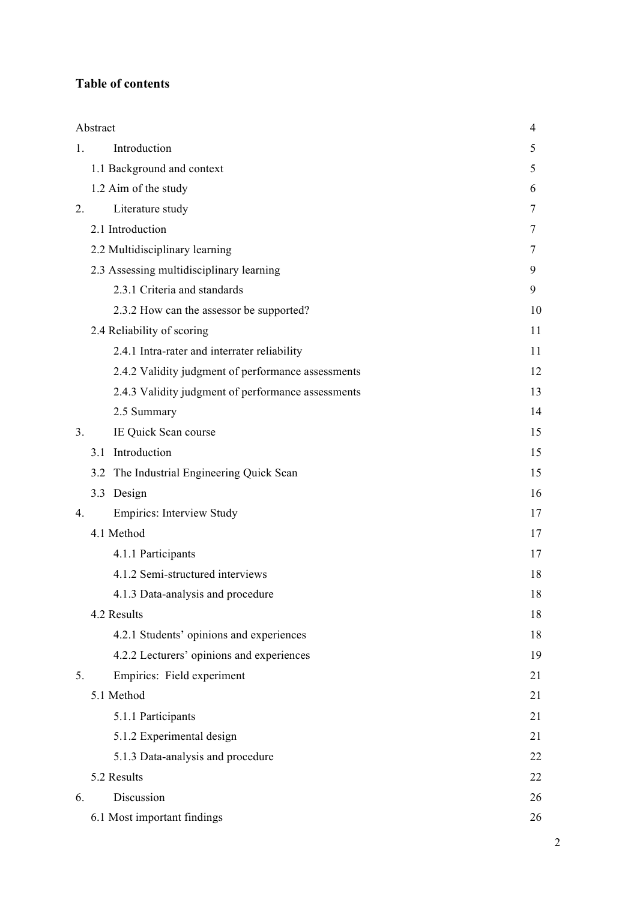**Table of contents**

| | |
|---|---|
| Abstract | 4 |
| 1. Introduction | 5 |
| 1.1 Background and context | 5 |
| 1.2 Aim of the study | 6 |
| 2. Literature study | 7 |
| 2.1 Introduction | 7 |
| 2.2 Multidisciplinary learning | 7 |
| 2.3 Assessing multidisciplinary learning | 9 |
| 2.3.1 Criteria and standards | 9 |
| 2.3.2 How can the assessor be supported? | 10 |
| 2.4 Reliability of scoring | 11 |
| 2.4.1 Intra-rater and interrater reliability | 11 |
| 2.4.2 Validity judgment of performance assessments | 12 |
| 2.4.3 Validity judgment of performance assessments | 13 |
| 2.5 Summary | 14 |
| 3. IE Quick Scan course | 15 |
| 3.1 Introduction | 15 |
| 3.2 The Industrial Engineering Quick Scan | 15 |
| 3.3 Design | 16 |
| 4. Empirics: Interview Study | 17 |
| 4.1 Method | 17 |
| 4.1.1 Participants | 17 |
| 4.1.2 Semi-structured interviews | 18 |
| 4.1.3 Data-analysis and procedure | 18 |
| 4.2 Results | 18 |
| 4.2.1 Students' opinions and experiences | 18 |
| 4.2.2 Lecturers' opinions and experiences | 19 |
| 5. Empirics: Field experiment | 21 |
| 5.1 Method | 21 |
| 5.1.1 Participants | 21 |
| 5.1.2 Experimental design | 21 |
| 5.1.3 Data-analysis and procedure | 22 |
| 5.2 Results | 22 |
| 6. Discussion | 26 |
| 6.1 Most important findings | 26 |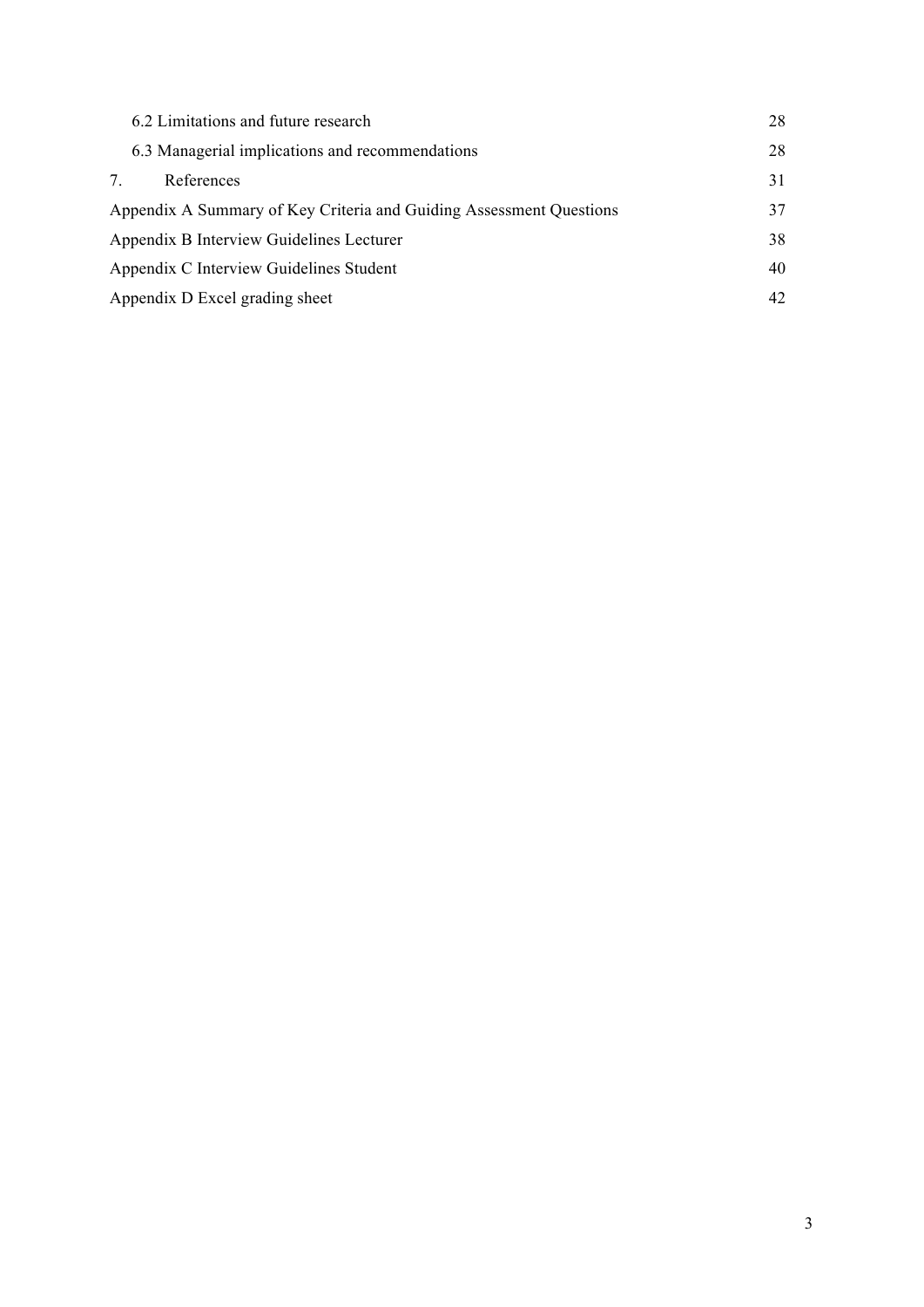6.2 Limitations and future research 28

6.3 Managerial implications and recommendations 28

7. References 31

Appendix A Summary of Key Criteria and Guiding Assessment Questions 37

Appendix B Interview Guidelines Lecturer 38

Appendix C Interview Guidelines Student 40

Appendix D Excel grading sheet 42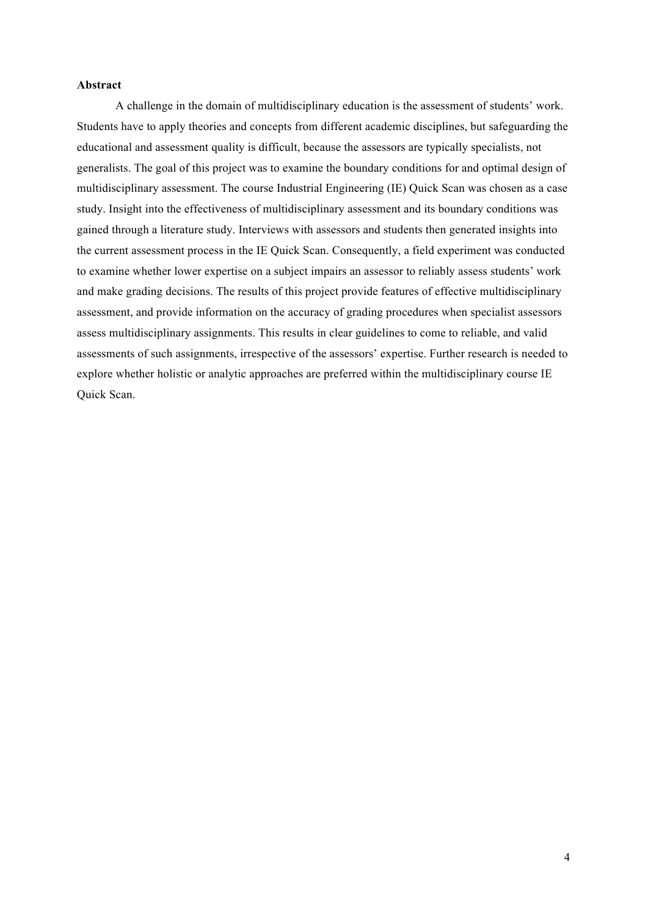**Abstract**

A challenge in the domain of multidisciplinary education is the assessment of students' work. Students have to apply theories and concepts from different academic disciplines, but safeguarding the educational and assessment quality is difficult, because the assessors are typically specialists, not generalists. The goal of this project was to examine the boundary conditions for and optimal design of multidisciplinary assessment. The course Industrial Engineering (IE) Quick Scan was chosen as a case study. Insight into the effectiveness of multidisciplinary assessment and its boundary conditions was gained through a literature study. Interviews with assessors and students then generated insights into the current assessment process in the IE Quick Scan. Consequently, a field experiment was conducted to examine whether lower expertise on a subject impairs an assessor to reliably assess students' work and make grading decisions. The results of this project provide features of effective multidisciplinary assessment, and provide information on the accuracy of grading procedures when specialist assessors assess multidisciplinary assignments. This results in clear guidelines to come to reliable, and valid assessments of such assignments, irrespective of the assessors' expertise. Further research is needed to explore whether holistic or analytic approaches are preferred within the multidisciplinary course IE Quick Scan.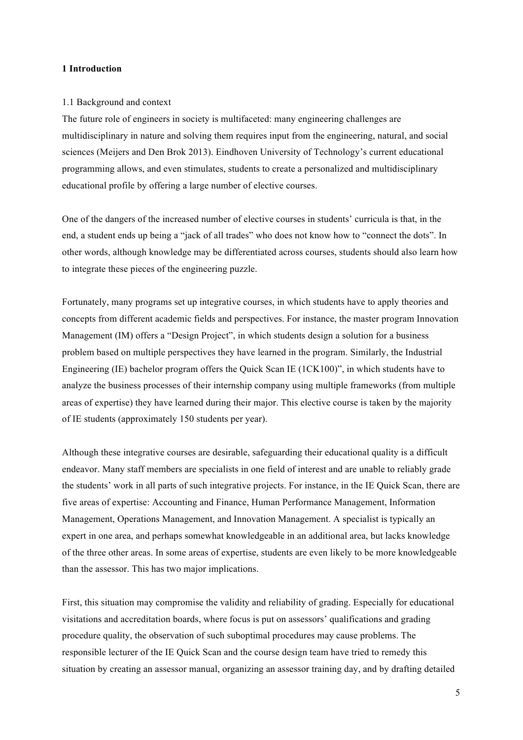# 1 Introduction

## 1.1 Background and context

The future role of engineers in society is multifaceted: many engineering challenges are multidisciplinary in nature and solving them requires input from the engineering, natural, and social sciences (Meijers and Den Brok 2013). Eindhoven University of Technology's current educational programming allows, and even stimulates, students to create a personalized and multidisciplinary educational profile by offering a large number of elective courses.

One of the dangers of the increased number of elective courses in students' curricula is that, in the end, a student ends up being a "jack of all trades" who does not know how to "connect the dots". In other words, although knowledge may be differentiated across courses, students should also learn how to integrate these pieces of the engineering puzzle.

Fortunately, many programs set up integrative courses, in which students have to apply theories and concepts from different academic fields and perspectives. For instance, the master program Innovation Management (IM) offers a "Design Project", in which students design a solution for a business problem based on multiple perspectives they have learned in the program. Similarly, the Industrial Engineering (IE) bachelor program offers the Quick Scan IE (1CK100)", in which students have to analyze the business processes of their internship company using multiple frameworks (from multiple areas of expertise) they have learned during their major. This elective course is taken by the majority of IE students (approximately 150 students per year).

Although these integrative courses are desirable, safeguarding their educational quality is a difficult endeavor. Many staff members are specialists in one field of interest and are unable to reliably grade the students' work in all parts of such integrative projects. For instance, in the IE Quick Scan, there are five areas of expertise: Accounting and Finance, Human Performance Management, Information Management, Operations Management, and Innovation Management. A specialist is typically an expert in one area, and perhaps somewhat knowledgeable in an additional area, but lacks knowledge of the three other areas. In some areas of expertise, students are even likely to be more knowledgeable than the assessor. This has two major implications.

First, this situation may compromise the validity and reliability of grading. Especially for educational visitations and accreditation boards, where focus is put on assessors' qualifications and grading procedure quality, the observation of such suboptimal procedures may cause problems. The responsible lecturer of the IE Quick Scan and the course design team have tried to remedy this situation by creating an assessor manual, organizing an assessor training day, and by drafting detailed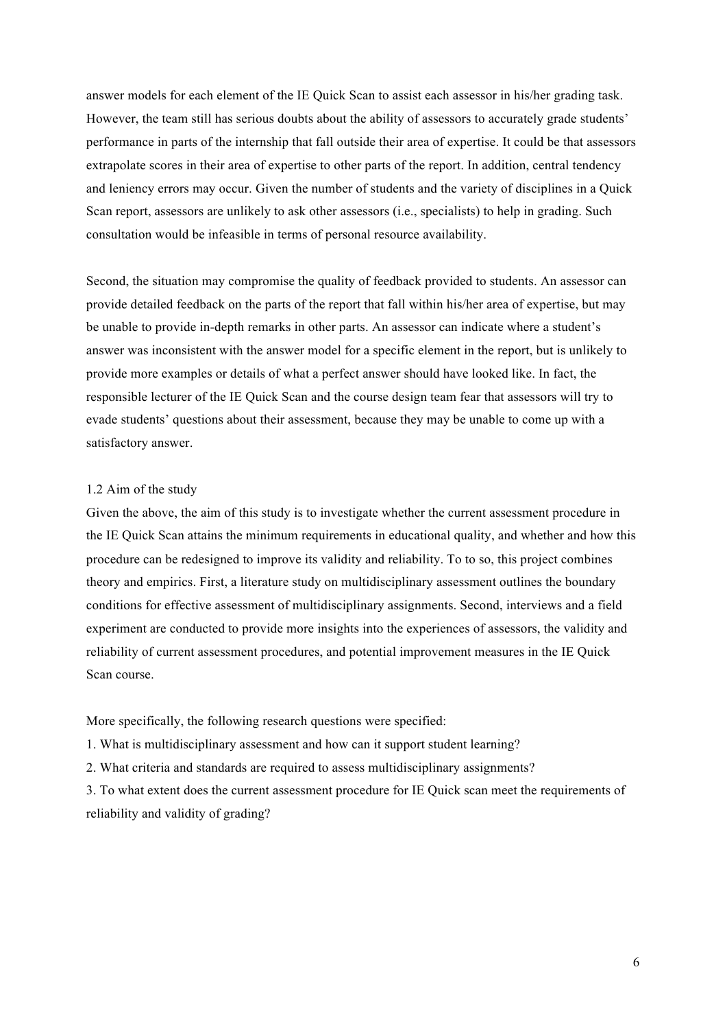answer models for each element of the IE Quick Scan to assist each assessor in his/her grading task. However, the team still has serious doubts about the ability of assessors to accurately grade students' performance in parts of the internship that fall outside their area of expertise. It could be that assessors extrapolate scores in their area of expertise to other parts of the report. In addition, central tendency and leniency errors may occur. Given the number of students and the variety of disciplines in a Quick Scan report, assessors are unlikely to ask other assessors (i.e., specialists) to help in grading. Such consultation would be infeasible in terms of personal resource availability.

Second, the situation may compromise the quality of feedback provided to students. An assessor can provide detailed feedback on the parts of the report that fall within his/her area of expertise, but may be unable to provide in-depth remarks in other parts. An assessor can indicate where a student's answer was inconsistent with the answer model for a specific element in the report, but is unlikely to provide more examples or details of what a perfect answer should have looked like. In fact, the responsible lecturer of the IE Quick Scan and the course design team fear that assessors will try to evade students' questions about their assessment, because they may be unable to come up with a satisfactory answer.

### 1.2 Aim of the study

Given the above, the aim of this study is to investigate whether the current assessment procedure in the IE Quick Scan attains the minimum requirements in educational quality, and whether and how this procedure can be redesigned to improve its validity and reliability. To to so, this project combines theory and empirics. First, a literature study on multidisciplinary assessment outlines the boundary conditions for effective assessment of multidisciplinary assignments. Second, interviews and a field experiment are conducted to provide more insights into the experiences of assessors, the validity and reliability of current assessment procedures, and potential improvement measures in the IE Quick Scan course.

More specifically, the following research questions were specified:

1. What is multidisciplinary assessment and how can it support student learning?
2. What criteria and standards are required to assess multidisciplinary assignments?
3. To what extent does the current assessment procedure for IE Quick scan meet the requirements of reliability and validity of grading?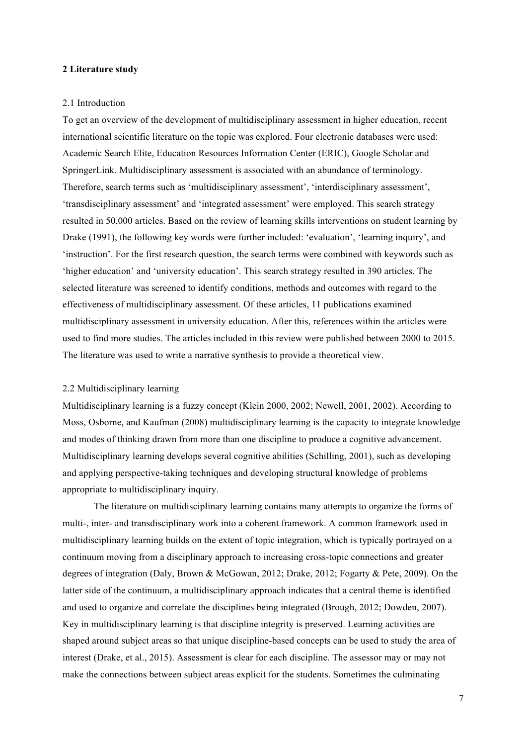## 2 Literature study

### 2.1 Introduction

To get an overview of the development of multidisciplinary assessment in higher education, recent international scientific literature on the topic was explored. Four electronic databases were used: Academic Search Elite, Education Resources Information Center (ERIC), Google Scholar and SpringerLink. Multidisciplinary assessment is associated with an abundance of terminology. Therefore, search terms such as 'multidisciplinary assessment', 'interdisciplinary assessment', 'transdisciplinary assessment' and 'integrated assessment' were employed. This search strategy resulted in 50,000 articles. Based on the review of learning skills interventions on student learning by Drake (1991), the following key words were further included: 'evaluation', 'learning inquiry', and 'instruction'. For the first research question, the search terms were combined with keywords such as 'higher education' and 'university education'. This search strategy resulted in 390 articles. The selected literature was screened to identify conditions, methods and outcomes with regard to the effectiveness of multidisciplinary assessment. Of these articles, 11 publications examined multidisciplinary assessment in university education. After this, references within the articles were used to find more studies. The articles included in this review were published between 2000 to 2015. The literature was used to write a narrative synthesis to provide a theoretical view.

### 2.2 Multidisciplinary learning

Multidisciplinary learning is a fuzzy concept (Klein 2000, 2002; Newell, 2001, 2002). According to Moss, Osborne, and Kaufman (2008) multidisciplinary learning is the capacity to integrate knowledge and modes of thinking drawn from more than one discipline to produce a cognitive advancement. Multidisciplinary learning develops several cognitive abilities (Schilling, 2001), such as developing and applying perspective-taking techniques and developing structural knowledge of problems appropriate to multidisciplinary inquiry.

The literature on multidisciplinary learning contains many attempts to organize the forms of multi-, inter- and transdisciplinary work into a coherent framework. A common framework used in multidisciplinary learning builds on the extent of topic integration, which is typically portrayed on a continuum moving from a disciplinary approach to increasing cross-topic connections and greater degrees of integration (Daly, Brown & McGowan, 2012; Drake, 2012; Fogarty & Pete, 2009). On the latter side of the continuum, a multidisciplinary approach indicates that a central theme is identified and used to organize and correlate the disciplines being integrated (Brough, 2012; Dowden, 2007). Key in multidisciplinary learning is that discipline integrity is preserved. Learning activities are shaped around subject areas so that unique discipline-based concepts can be used to study the area of interest (Drake, et al., 2015). Assessment is clear for each discipline. The assessor may or may not make the connections between subject areas explicit for the students. Sometimes the culminating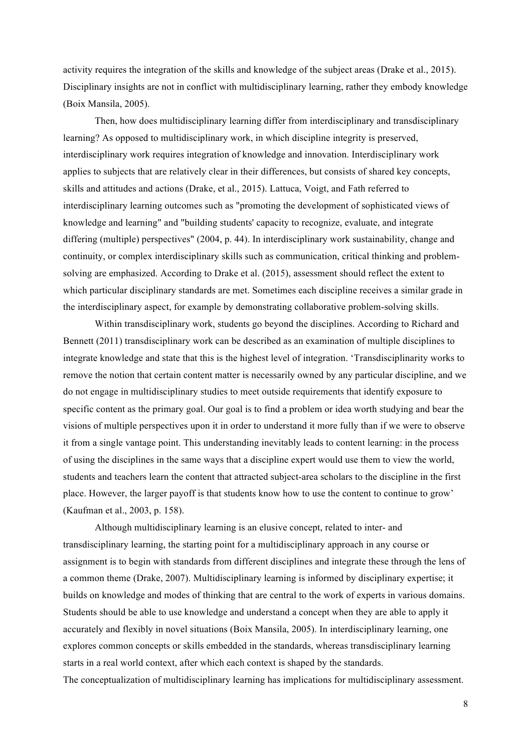activity requires the integration of the skills and knowledge of the subject areas (Drake et al., 2015). Disciplinary insights are not in conflict with multidisciplinary learning, rather they embody knowledge (Boix Mansila, 2005).

Then, how does multidisciplinary learning differ from interdisciplinary and transdisciplinary learning? As opposed to multidisciplinary work, in which discipline integrity is preserved, interdisciplinary work requires integration of knowledge and innovation. Interdisciplinary work applies to subjects that are relatively clear in their differences, but consists of shared key concepts, skills and attitudes and actions (Drake, et al., 2015). Lattuca, Voigt, and Fath referred to interdisciplinary learning outcomes such as "promoting the development of sophisticated views of knowledge and learning" and "building students' capacity to recognize, evaluate, and integrate differing (multiple) perspectives" (2004, p. 44). In interdisciplinary work sustainability, change and continuity, or complex interdisciplinary skills such as communication, critical thinking and problem-solving are emphasized. According to Drake et al. (2015), assessment should reflect the extent to which particular disciplinary standards are met. Sometimes each discipline receives a similar grade in the interdisciplinary aspect, for example by demonstrating collaborative problem-solving skills.

Within transdisciplinary work, students go beyond the disciplines. According to Richard and Bennett (2011) transdisciplinary work can be described as an examination of multiple disciplines to integrate knowledge and state that this is the highest level of integration. 'Transdisciplinarity works to remove the notion that certain content matter is necessarily owned by any particular discipline, and we do not engage in multidisciplinary studies to meet outside requirements that identify exposure to specific content as the primary goal. Our goal is to find a problem or idea worth studying and bear the visions of multiple perspectives upon it in order to understand it more fully than if we were to observe it from a single vantage point. This understanding inevitably leads to content learning: in the process of using the disciplines in the same ways that a discipline expert would use them to view the world, students and teachers learn the content that attracted subject-area scholars to the discipline in the first place. However, the larger payoff is that students know how to use the content to continue to grow' (Kaufman et al., 2003, p. 158).

Although multidisciplinary learning is an elusive concept, related to inter- and transdisciplinary learning, the starting point for a multidisciplinary approach in any course or assignment is to begin with standards from different disciplines and integrate these through the lens of a common theme (Drake, 2007). Multidisciplinary learning is informed by disciplinary expertise; it builds on knowledge and modes of thinking that are central to the work of experts in various domains. Students should be able to use knowledge and understand a concept when they are able to apply it accurately and flexibly in novel situations (Boix Mansila, 2005). In interdisciplinary learning, one explores common concepts or skills embedded in the standards, whereas transdisciplinary learning starts in a real world context, after which each context is shaped by the standards.

The conceptualization of multidisciplinary learning has implications for multidisciplinary assessment.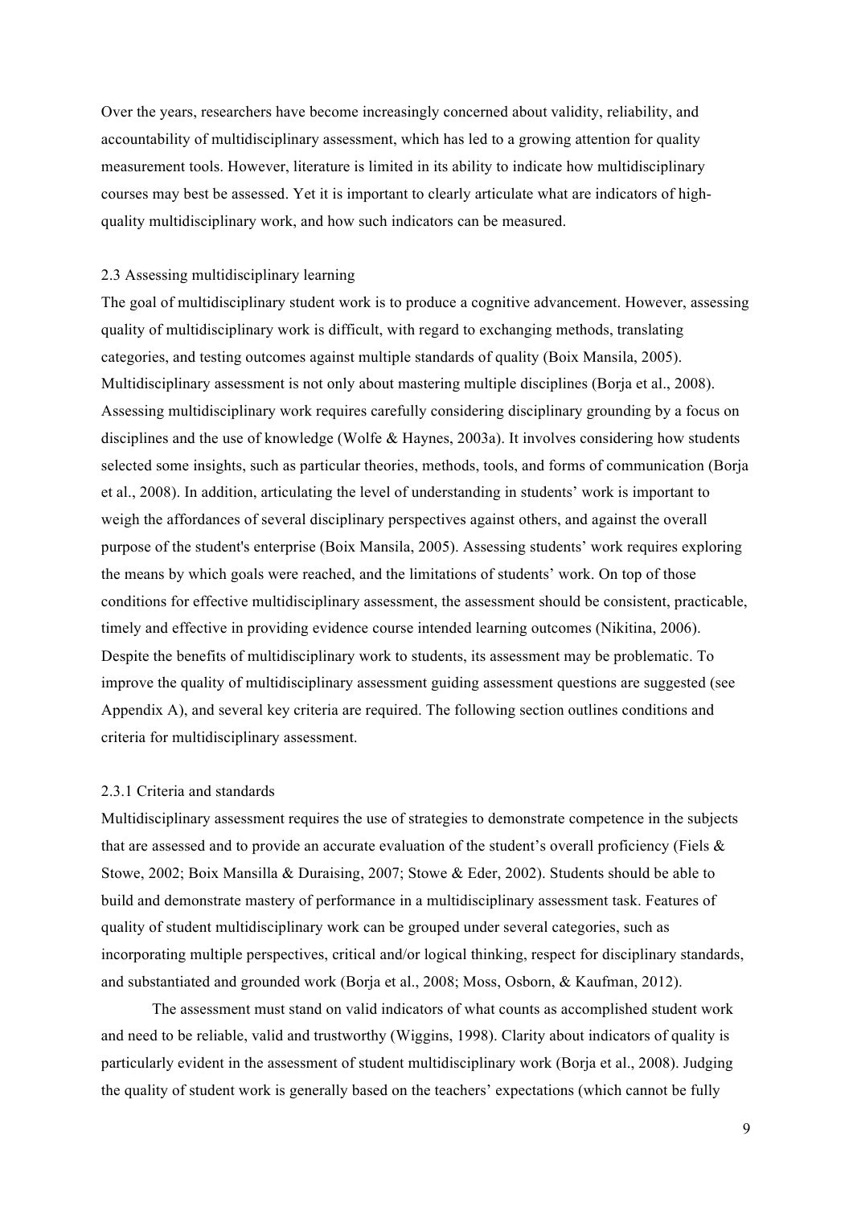Over the years, researchers have become increasingly concerned about validity, reliability, and accountability of multidisciplinary assessment, which has led to a growing attention for quality measurement tools. However, literature is limited in its ability to indicate how multidisciplinary courses may best be assessed. Yet it is important to clearly articulate what are indicators of high-quality multidisciplinary work, and how such indicators can be measured.

### 2.3 Assessing multidisciplinary learning

The goal of multidisciplinary student work is to produce a cognitive advancement. However, assessing quality of multidisciplinary work is difficult, with regard to exchanging methods, translating categories, and testing outcomes against multiple standards of quality (Boix Mansila, 2005). Multidisciplinary assessment is not only about mastering multiple disciplines (Borja et al., 2008). Assessing multidisciplinary work requires carefully considering disciplinary grounding by a focus on disciplines and the use of knowledge (Wolfe & Haynes, 2003a). It involves considering how students selected some insights, such as particular theories, methods, tools, and forms of communication (Borja et al., 2008). In addition, articulating the level of understanding in students' work is important to weigh the affordances of several disciplinary perspectives against others, and against the overall purpose of the student's enterprise (Boix Mansila, 2005). Assessing students' work requires exploring the means by which goals were reached, and the limitations of students' work. On top of those conditions for effective multidisciplinary assessment, the assessment should be consistent, practicable, timely and effective in providing evidence course intended learning outcomes (Nikitina, 2006). Despite the benefits of multidisciplinary work to students, its assessment may be problematic. To improve the quality of multidisciplinary assessment guiding assessment questions are suggested (see Appendix A), and several key criteria are required. The following section outlines conditions and criteria for multidisciplinary assessment.

#### 2.3.1 Criteria and standards

Multidisciplinary assessment requires the use of strategies to demonstrate competence in the subjects that are assessed and to provide an accurate evaluation of the student's overall proficiency (Fiels & Stowe, 2002; Boix Mansilla & Duraising, 2007; Stowe & Eder, 2002). Students should be able to build and demonstrate mastery of performance in a multidisciplinary assessment task. Features of quality of student multidisciplinary work can be grouped under several categories, such as incorporating multiple perspectives, critical and/or logical thinking, respect for disciplinary standards, and substantiated and grounded work (Borja et al., 2008; Moss, Osborn, & Kaufman, 2012).

The assessment must stand on valid indicators of what counts as accomplished student work and need to be reliable, valid and trustworthy (Wiggins, 1998). Clarity about indicators of quality is particularly evident in the assessment of student multidisciplinary work (Borja et al., 2008). Judging the quality of student work is generally based on the teachers' expectations (which cannot be fully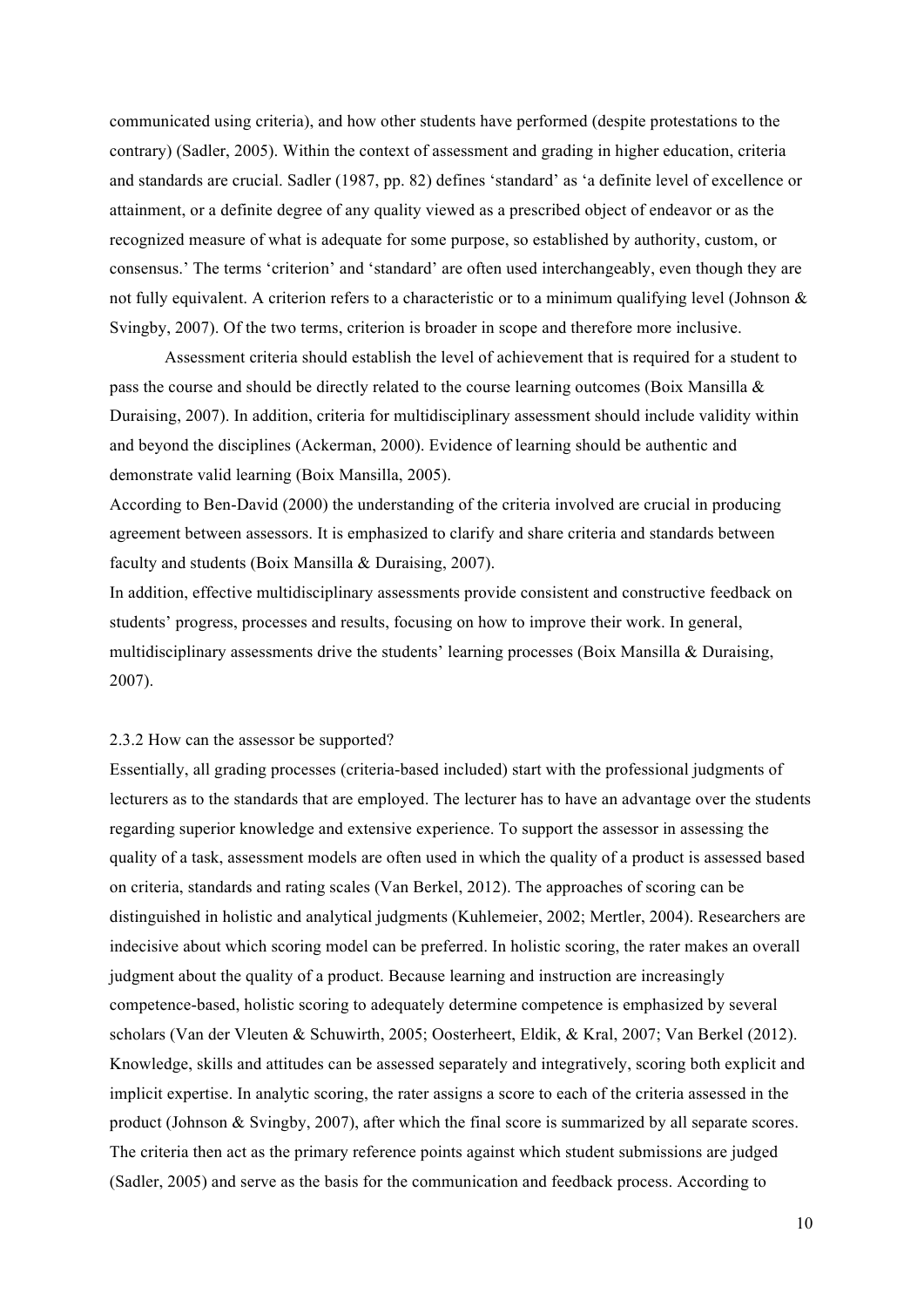communicated using criteria), and how other students have performed (despite protestations to the contrary) (Sadler, 2005). Within the context of assessment and grading in higher education, criteria and standards are crucial. Sadler (1987, pp. 82) defines 'standard' as 'a definite level of excellence or attainment, or a definite degree of any quality viewed as a prescribed object of endeavor or as the recognized measure of what is adequate for some purpose, so established by authority, custom, or consensus.' The terms 'criterion' and 'standard' are often used interchangeably, even though they are not fully equivalent. A criterion refers to a characteristic or to a minimum qualifying level (Johnson & Svingby, 2007). Of the two terms, criterion is broader in scope and therefore more inclusive.

Assessment criteria should establish the level of achievement that is required for a student to pass the course and should be directly related to the course learning outcomes (Boix Mansilla & Duraising, 2007). In addition, criteria for multidisciplinary assessment should include validity within and beyond the disciplines (Ackerman, 2000). Evidence of learning should be authentic and demonstrate valid learning (Boix Mansilla, 2005).

According to Ben-David (2000) the understanding of the criteria involved are crucial in producing agreement between assessors. It is emphasized to clarify and share criteria and standards between faculty and students (Boix Mansilla & Duraising, 2007).

In addition, effective multidisciplinary assessments provide consistent and constructive feedback on students' progress, processes and results, focusing on how to improve their work. In general, multidisciplinary assessments drive the students' learning processes (Boix Mansilla & Duraising, 2007).

### 2.3.2 How can the assessor be supported?

Essentially, all grading processes (criteria-based included) start with the professional judgments of lecturers as to the standards that are employed. The lecturer has to have an advantage over the students regarding superior knowledge and extensive experience. To support the assessor in assessing the quality of a task, assessment models are often used in which the quality of a product is assessed based on criteria, standards and rating scales (Van Berkel, 2012). The approaches of scoring can be distinguished in holistic and analytical judgments (Kuhlemeier, 2002; Mertler, 2004). Researchers are indecisive about which scoring model can be preferred. In holistic scoring, the rater makes an overall judgment about the quality of a product. Because learning and instruction are increasingly competence-based, holistic scoring to adequately determine competence is emphasized by several scholars (Van der Vleuten & Schuwirth, 2005; Oosterheert, Eldik, & Kral, 2007; Van Berkel (2012). Knowledge, skills and attitudes can be assessed separately and integratively, scoring both explicit and implicit expertise. In analytic scoring, the rater assigns a score to each of the criteria assessed in the product (Johnson & Svingby, 2007), after which the final score is summarized by all separate scores. The criteria then act as the primary reference points against which student submissions are judged (Sadler, 2005) and serve as the basis for the communication and feedback process. According to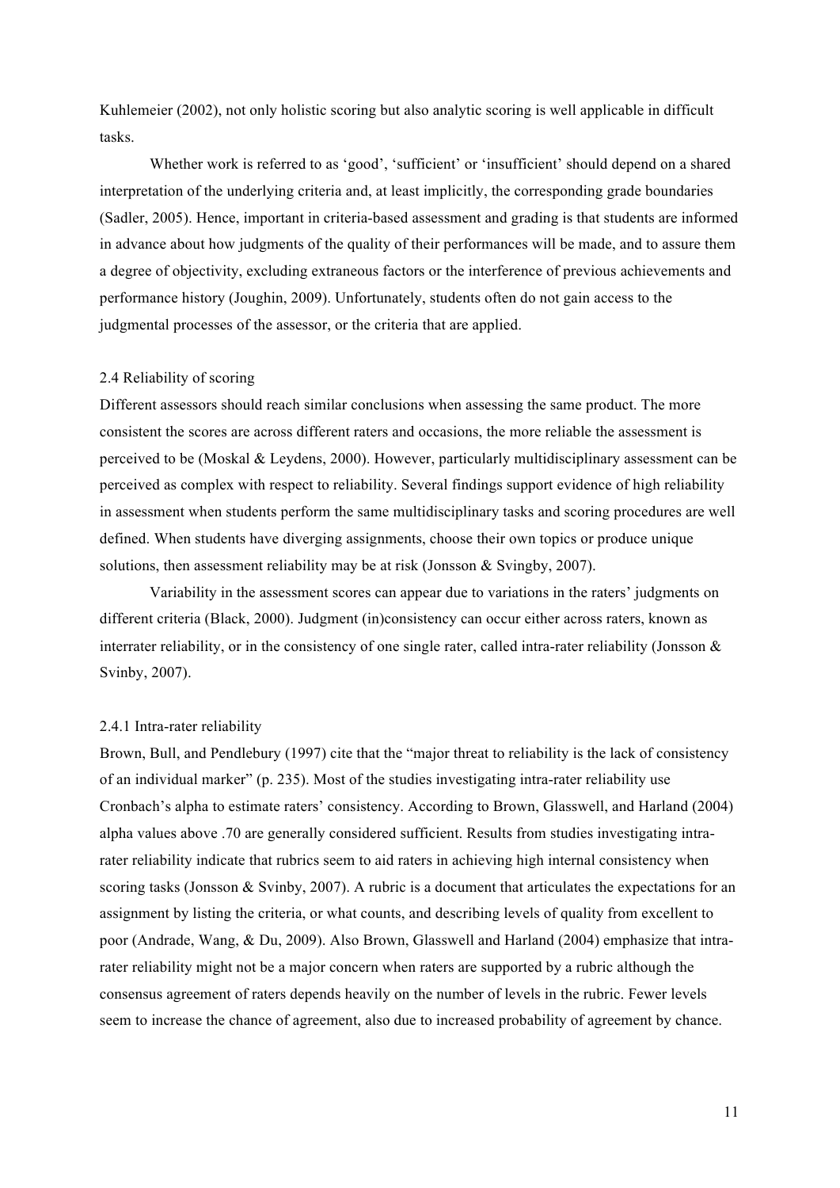Kuhlemeier (2002), not only holistic scoring but also analytic scoring is well applicable in difficult tasks.

Whether work is referred to as 'good', 'sufficient' or 'insufficient' should depend on a shared interpretation of the underlying criteria and, at least implicitly, the corresponding grade boundaries (Sadler, 2005). Hence, important in criteria-based assessment and grading is that students are informed in advance about how judgments of the quality of their performances will be made, and to assure them a degree of objectivity, excluding extraneous factors or the interference of previous achievements and performance history (Joughin, 2009). Unfortunately, students often do not gain access to the judgmental processes of the assessor, or the criteria that are applied.

### 2.4 Reliability of scoring

Different assessors should reach similar conclusions when assessing the same product. The more consistent the scores are across different raters and occasions, the more reliable the assessment is perceived to be (Moskal & Leydens, 2000). However, particularly multidisciplinary assessment can be perceived as complex with respect to reliability. Several findings support evidence of high reliability in assessment when students perform the same multidisciplinary tasks and scoring procedures are well defined. When students have diverging assignments, choose their own topics or produce unique solutions, then assessment reliability may be at risk (Jonsson & Svingby, 2007).

Variability in the assessment scores can appear due to variations in the raters' judgments on different criteria (Black, 2000). Judgment (in)consistency can occur either across raters, known as interrater reliability, or in the consistency of one single rater, called intra-rater reliability (Jonsson & Svinby, 2007).

#### 2.4.1 Intra-rater reliability

Brown, Bull, and Pendlebury (1997) cite that the "major threat to reliability is the lack of consistency of an individual marker" (p. 235). Most of the studies investigating intra-rater reliability use Cronbach's alpha to estimate raters' consistency. According to Brown, Glasswell, and Harland (2004) alpha values above .70 are generally considered sufficient. Results from studies investigating intra-rater reliability indicate that rubrics seem to aid raters in achieving high internal consistency when scoring tasks (Jonsson & Svinby, 2007). A rubric is a document that articulates the expectations for an assignment by listing the criteria, or what counts, and describing levels of quality from excellent to poor (Andrade, Wang, & Du, 2009). Also Brown, Glasswell and Harland (2004) emphasize that intra-rater reliability might not be a major concern when raters are supported by a rubric although the consensus agreement of raters depends heavily on the number of levels in the rubric. Fewer levels seem to increase the chance of agreement, also due to increased probability of agreement by chance.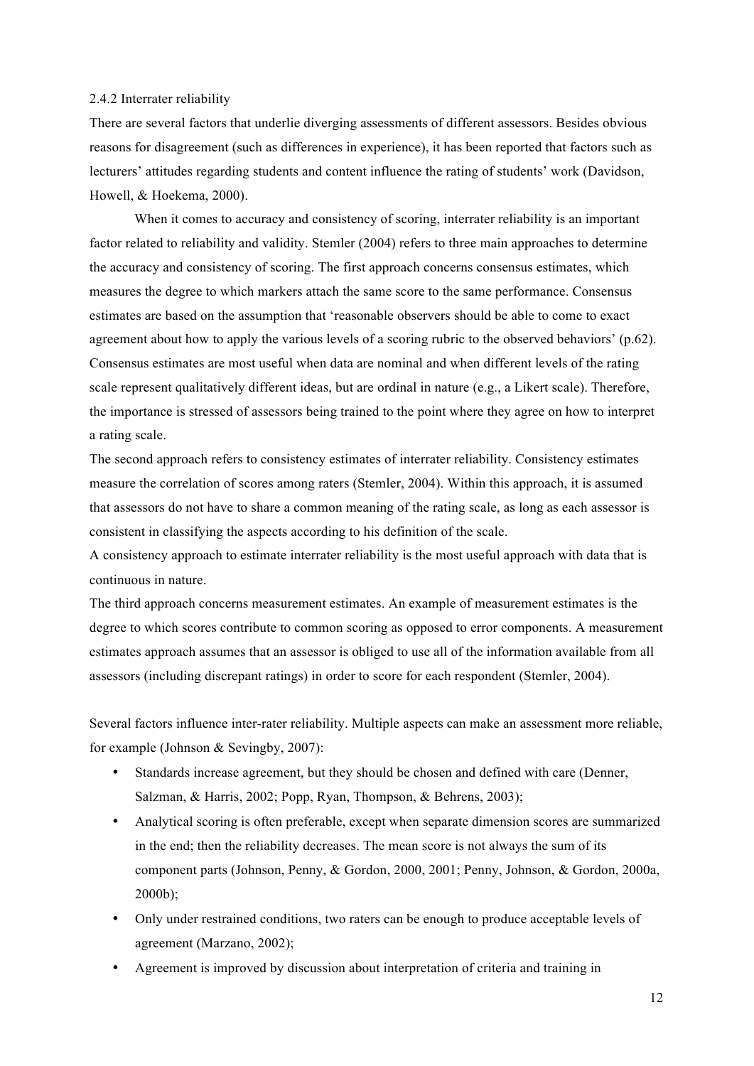### 2.4.2 Interrater reliability

There are several factors that underlie diverging assessments of different assessors. Besides obvious reasons for disagreement (such as differences in experience), it has been reported that factors such as lecturers' attitudes regarding students and content influence the rating of students' work (Davidson, Howell, & Hoekema, 2000).

When it comes to accuracy and consistency of scoring, interrater reliability is an important factor related to reliability and validity. Stemler (2004) refers to three main approaches to determine the accuracy and consistency of scoring. The first approach concerns consensus estimates, which measures the degree to which markers attach the same score to the same performance. Consensus estimates are based on the assumption that 'reasonable observers should be able to come to exact agreement about how to apply the various levels of a scoring rubric to the observed behaviors' (p.62). Consensus estimates are most useful when data are nominal and when different levels of the rating scale represent qualitatively different ideas, but are ordinal in nature (e.g., a Likert scale). Therefore, the importance is stressed of assessors being trained to the point where they agree on how to interpret a rating scale.

The second approach refers to consistency estimates of interrater reliability. Consistency estimates measure the correlation of scores among raters (Stemler, 2004). Within this approach, it is assumed that assessors do not have to share a common meaning of the rating scale, as long as each assessor is consistent in classifying the aspects according to his definition of the scale.

A consistency approach to estimate interrater reliability is the most useful approach with data that is continuous in nature.

The third approach concerns measurement estimates. An example of measurement estimates is the degree to which scores contribute to common scoring as opposed to error components. A measurement estimates approach assumes that an assessor is obliged to use all of the information available from all assessors (including discrepant ratings) in order to score for each respondent (Stemler, 2004).

Several factors influence inter-rater reliability. Multiple aspects can make an assessment more reliable, for example (Johnson & Sevingby, 2007):

- Standards increase agreement, but they should be chosen and defined with care (Denner, Salzman, & Harris, 2002; Popp, Ryan, Thompson, & Behrens, 2003);
- Analytical scoring is often preferable, except when separate dimension scores are summarized in the end; then the reliability decreases. The mean score is not always the sum of its component parts (Johnson, Penny, & Gordon, 2000, 2001; Penny, Johnson, & Gordon, 2000a, 2000b);
- Only under restrained conditions, two raters can be enough to produce acceptable levels of agreement (Marzano, 2002);
- Agreement is improved by discussion about interpretation of criteria and training in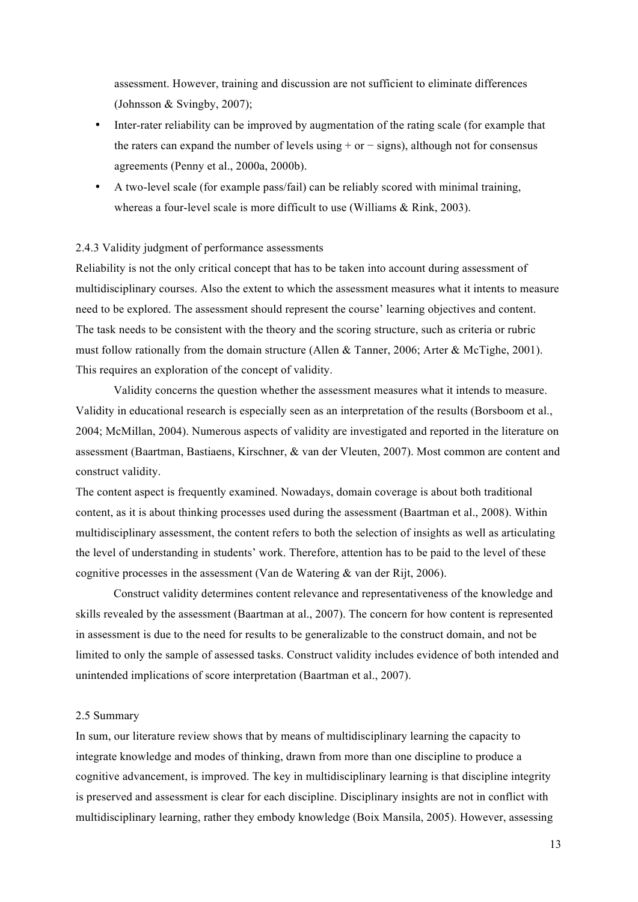assessment. However, training and discussion are not sufficient to eliminate differences (Johnsson & Svingby, 2007);

- Inter-rater reliability can be improved by augmentation of the rating scale (for example that the raters can expand the number of levels using + or − signs), although not for consensus agreements (Penny et al., 2000a, 2000b).
- A two-level scale (for example pass/fail) can be reliably scored with minimal training, whereas a four-level scale is more difficult to use (Williams & Rink, 2003).

#### 2.4.3 Validity judgment of performance assessments

Reliability is not the only critical concept that has to be taken into account during assessment of multidisciplinary courses. Also the extent to which the assessment measures what it intents to measure need to be explored. The assessment should represent the course' learning objectives and content. The task needs to be consistent with the theory and the scoring structure, such as criteria or rubric must follow rationally from the domain structure (Allen & Tanner, 2006; Arter & McTighe, 2001). This requires an exploration of the concept of validity.

Validity concerns the question whether the assessment measures what it intends to measure. Validity in educational research is especially seen as an interpretation of the results (Borsboom et al., 2004; McMillan, 2004). Numerous aspects of validity are investigated and reported in the literature on assessment (Baartman, Bastiaens, Kirschner, & van der Vleuten, 2007). Most common are content and construct validity.

The content aspect is frequently examined. Nowadays, domain coverage is about both traditional content, as it is about thinking processes used during the assessment (Baartman et al., 2008). Within multidisciplinary assessment, the content refers to both the selection of insights as well as articulating the level of understanding in students' work. Therefore, attention has to be paid to the level of these cognitive processes in the assessment (Van de Watering & van der Rijt, 2006).

Construct validity determines content relevance and representativeness of the knowledge and skills revealed by the assessment (Baartman at al., 2007). The concern for how content is represented in assessment is due to the need for results to be generalizable to the construct domain, and not be limited to only the sample of assessed tasks. Construct validity includes evidence of both intended and unintended implications of score interpretation (Baartman et al., 2007).

### 2.5 Summary

In sum, our literature review shows that by means of multidisciplinary learning the capacity to integrate knowledge and modes of thinking, drawn from more than one discipline to produce a cognitive advancement, is improved. The key in multidisciplinary learning is that discipline integrity is preserved and assessment is clear for each discipline. Disciplinary insights are not in conflict with multidisciplinary learning, rather they embody knowledge (Boix Mansila, 2005). However, assessing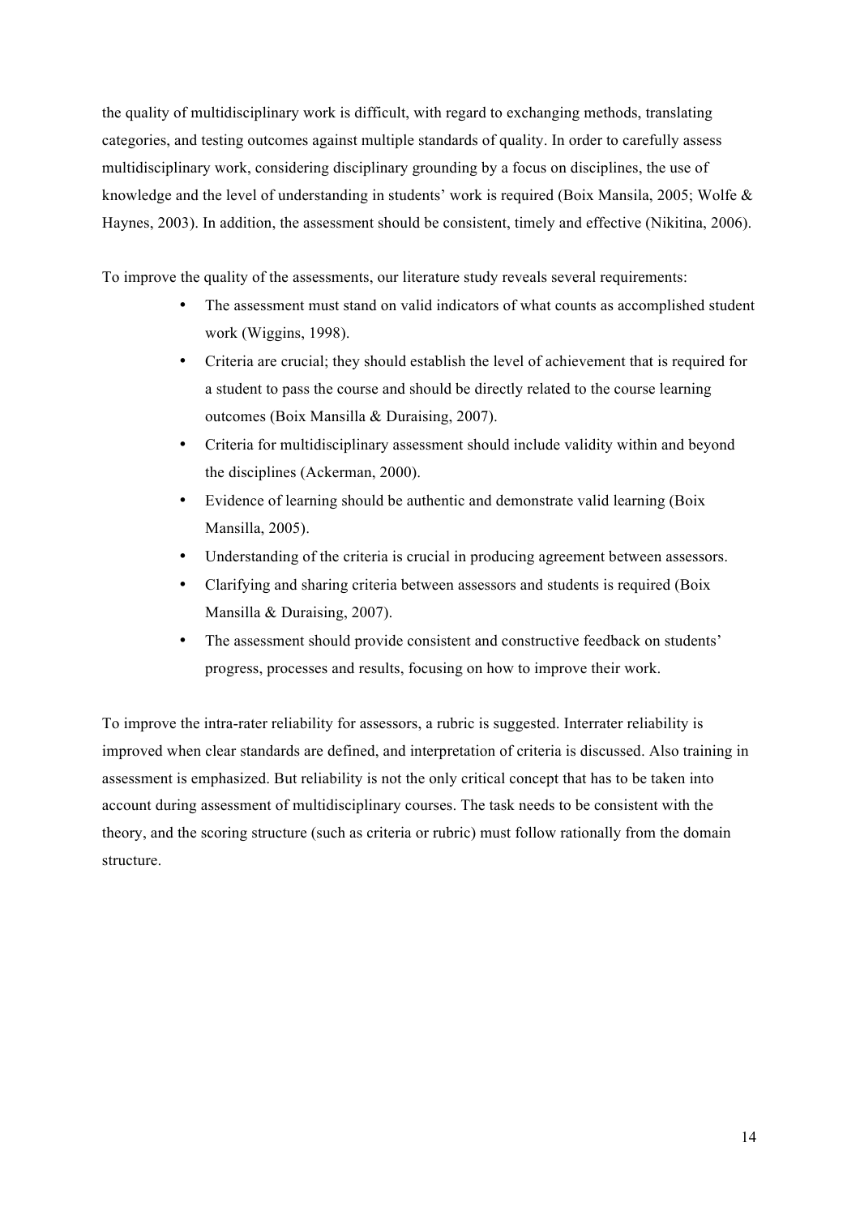the quality of multidisciplinary work is difficult, with regard to exchanging methods, translating categories, and testing outcomes against multiple standards of quality. In order to carefully assess multidisciplinary work, considering disciplinary grounding by a focus on disciplines, the use of knowledge and the level of understanding in students' work is required (Boix Mansila, 2005; Wolfe & Haynes, 2003). In addition, the assessment should be consistent, timely and effective (Nikitina, 2006).

To improve the quality of the assessments, our literature study reveals several requirements:

- The assessment must stand on valid indicators of what counts as accomplished student work (Wiggins, 1998).
- Criteria are crucial; they should establish the level of achievement that is required for a student to pass the course and should be directly related to the course learning outcomes (Boix Mansilla & Duraising, 2007).
- Criteria for multidisciplinary assessment should include validity within and beyond the disciplines (Ackerman, 2000).
- Evidence of learning should be authentic and demonstrate valid learning (Boix Mansilla, 2005).
- Understanding of the criteria is crucial in producing agreement between assessors.
- Clarifying and sharing criteria between assessors and students is required (Boix Mansilla & Duraising, 2007).
- The assessment should provide consistent and constructive feedback on students' progress, processes and results, focusing on how to improve their work.

To improve the intra-rater reliability for assessors, a rubric is suggested. Interrater reliability is improved when clear standards are defined, and interpretation of criteria is discussed. Also training in assessment is emphasized. But reliability is not the only critical concept that has to be taken into account during assessment of multidisciplinary courses. The task needs to be consistent with the theory, and the scoring structure (such as criteria or rubric) must follow rationally from the domain structure.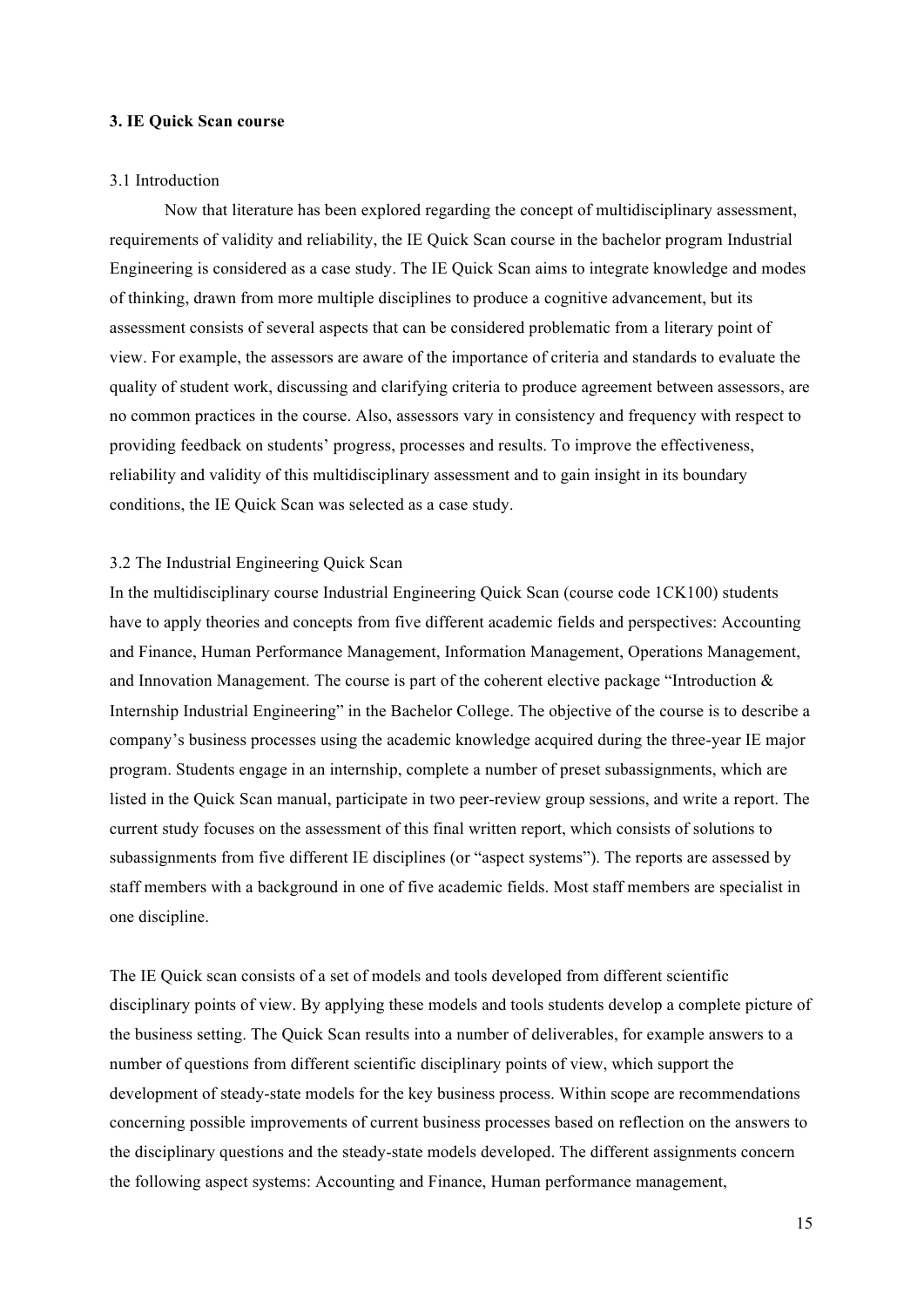### 3. IE Quick Scan course

#### 3.1 Introduction

Now that literature has been explored regarding the concept of multidisciplinary assessment, requirements of validity and reliability, the IE Quick Scan course in the bachelor program Industrial Engineering is considered as a case study. The IE Quick Scan aims to integrate knowledge and modes of thinking, drawn from more multiple disciplines to produce a cognitive advancement, but its assessment consists of several aspects that can be considered problematic from a literary point of view. For example, the assessors are aware of the importance of criteria and standards to evaluate the quality of student work, discussing and clarifying criteria to produce agreement between assessors, are no common practices in the course. Also, assessors vary in consistency and frequency with respect to providing feedback on students' progress, processes and results. To improve the effectiveness, reliability and validity of this multidisciplinary assessment and to gain insight in its boundary conditions, the IE Quick Scan was selected as a case study.

#### 3.2 The Industrial Engineering Quick Scan

In the multidisciplinary course Industrial Engineering Quick Scan (course code 1CK100) students have to apply theories and concepts from five different academic fields and perspectives: Accounting and Finance, Human Performance Management, Information Management, Operations Management, and Innovation Management. The course is part of the coherent elective package "Introduction & Internship Industrial Engineering" in the Bachelor College. The objective of the course is to describe a company's business processes using the academic knowledge acquired during the three-year IE major program. Students engage in an internship, complete a number of preset subassignments, which are listed in the Quick Scan manual, participate in two peer-review group sessions, and write a report. The current study focuses on the assessment of this final written report, which consists of solutions to subassignments from five different IE disciplines (or "aspect systems"). The reports are assessed by staff members with a background in one of five academic fields. Most staff members are specialist in one discipline.

The IE Quick scan consists of a set of models and tools developed from different scientific disciplinary points of view. By applying these models and tools students develop a complete picture of the business setting. The Quick Scan results into a number of deliverables, for example answers to a number of questions from different scientific disciplinary points of view, which support the development of steady-state models for the key business process. Within scope are recommendations concerning possible improvements of current business processes based on reflection on the answers to the disciplinary questions and the steady-state models developed. The different assignments concern the following aspect systems: Accounting and Finance, Human performance management,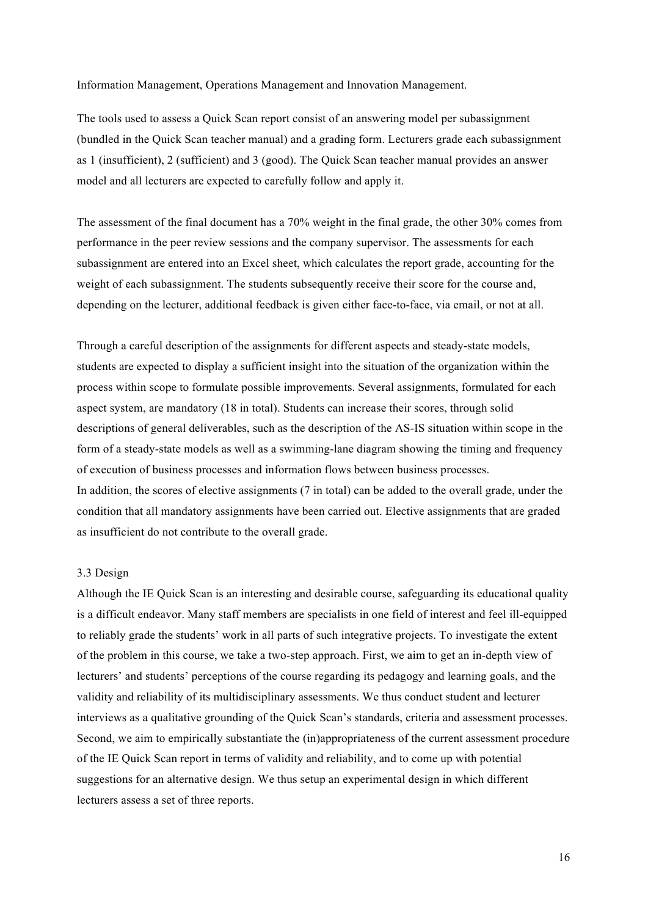Information Management, Operations Management and Innovation Management.

The tools used to assess a Quick Scan report consist of an answering model per subassignment (bundled in the Quick Scan teacher manual) and a grading form. Lecturers grade each subassignment as 1 (insufficient), 2 (sufficient) and 3 (good). The Quick Scan teacher manual provides an answer model and all lecturers are expected to carefully follow and apply it.

The assessment of the final document has a 70% weight in the final grade, the other 30% comes from performance in the peer review sessions and the company supervisor. The assessments for each subassignment are entered into an Excel sheet, which calculates the report grade, accounting for the weight of each subassignment. The students subsequently receive their score for the course and, depending on the lecturer, additional feedback is given either face-to-face, via email, or not at all.

Through a careful description of the assignments for different aspects and steady-state models, students are expected to display a sufficient insight into the situation of the organization within the process within scope to formulate possible improvements. Several assignments, formulated for each aspect system, are mandatory (18 in total). Students can increase their scores, through solid descriptions of general deliverables, such as the description of the AS-IS situation within scope in the form of a steady-state models as well as a swimming-lane diagram showing the timing and frequency of execution of business processes and information flows between business processes.
In addition, the scores of elective assignments (7 in total) can be added to the overall grade, under the condition that all mandatory assignments have been carried out. Elective assignments that are graded as insufficient do not contribute to the overall grade.

### 3.3 Design

Although the IE Quick Scan is an interesting and desirable course, safeguarding its educational quality is a difficult endeavor. Many staff members are specialists in one field of interest and feel ill-equipped to reliably grade the students' work in all parts of such integrative projects. To investigate the extent of the problem in this course, we take a two-step approach. First, we aim to get an in-depth view of lecturers' and students' perceptions of the course regarding its pedagogy and learning goals, and the validity and reliability of its multidisciplinary assessments. We thus conduct student and lecturer interviews as a qualitative grounding of the Quick Scan's standards, criteria and assessment processes. Second, we aim to empirically substantiate the (in)appropriateness of the current assessment procedure of the IE Quick Scan report in terms of validity and reliability, and to come up with potential suggestions for an alternative design. We thus setup an experimental design in which different lecturers assess a set of three reports.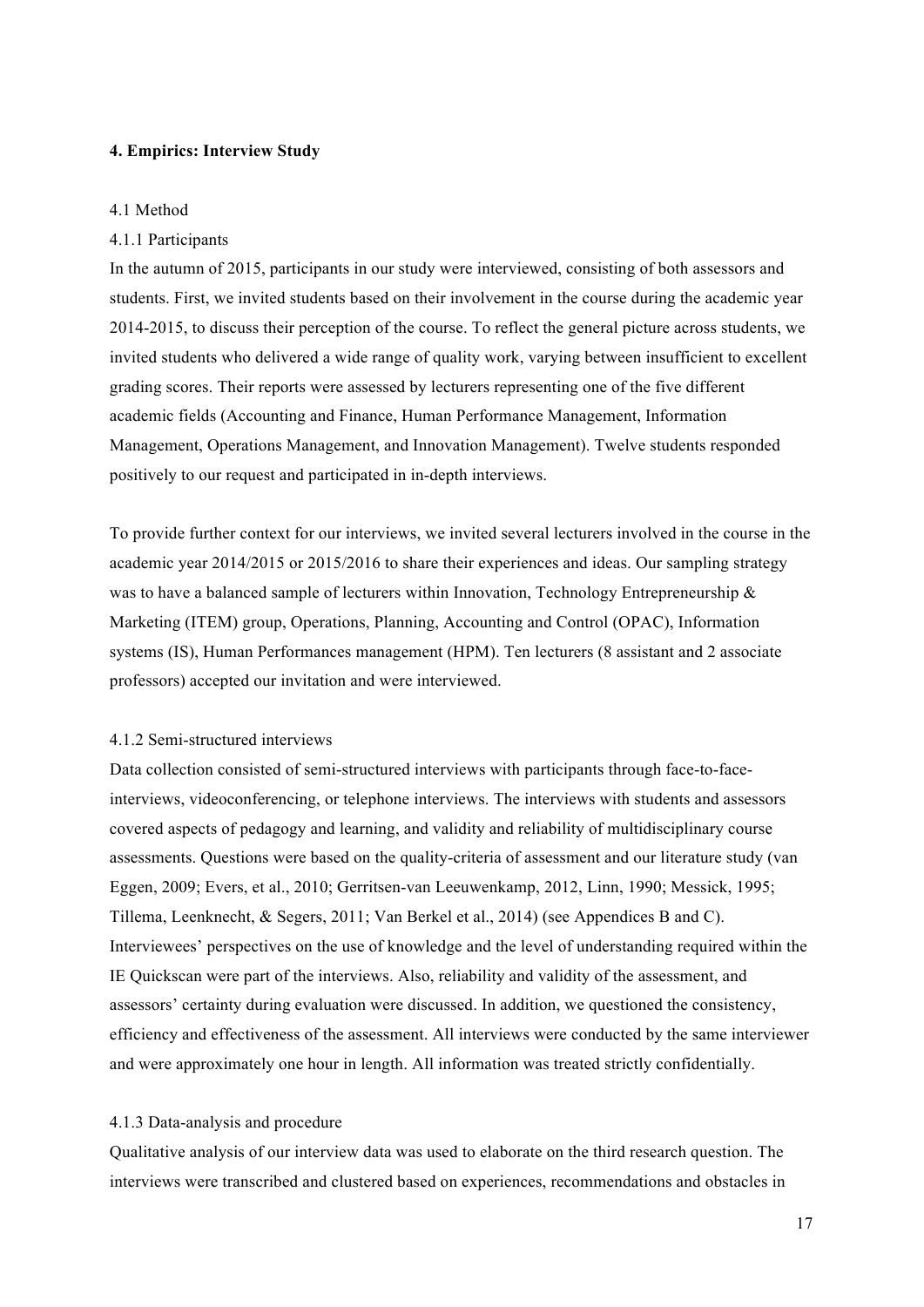## 4. Empirics: Interview Study

### 4.1 Method

#### 4.1.1 Participants

In the autumn of 2015, participants in our study were interviewed, consisting of both assessors and students. First, we invited students based on their involvement in the course during the academic year 2014-2015, to discuss their perception of the course. To reflect the general picture across students, we invited students who delivered a wide range of quality work, varying between insufficient to excellent grading scores. Their reports were assessed by lecturers representing one of the five different academic fields (Accounting and Finance, Human Performance Management, Information Management, Operations Management, and Innovation Management). Twelve students responded positively to our request and participated in in-depth interviews.

To provide further context for our interviews, we invited several lecturers involved in the course in the academic year 2014/2015 or 2015/2016 to share their experiences and ideas. Our sampling strategy was to have a balanced sample of lecturers within Innovation, Technology Entrepreneurship & Marketing (ITEM) group, Operations, Planning, Accounting and Control (OPAC), Information systems (IS), Human Performances management (HPM). Ten lecturers (8 assistant and 2 associate professors) accepted our invitation and were interviewed.

#### 4.1.2 Semi-structured interviews

Data collection consisted of semi-structured interviews with participants through face-to-face-interviews, videoconferencing, or telephone interviews. The interviews with students and assessors covered aspects of pedagogy and learning, and validity and reliability of multidisciplinary course assessments. Questions were based on the quality-criteria of assessment and our literature study (van Eggen, 2009; Evers, et al., 2010; Gerritsen-van Leeuwenkamp, 2012, Linn, 1990; Messick, 1995; Tillema, Leenknecht, & Segers, 2011; Van Berkel et al., 2014) (see Appendices B and C). Interviewees' perspectives on the use of knowledge and the level of understanding required within the IE Quickscan were part of the interviews. Also, reliability and validity of the assessment, and assessors' certainty during evaluation were discussed. In addition, we questioned the consistency, efficiency and effectiveness of the assessment. All interviews were conducted by the same interviewer and were approximately one hour in length. All information was treated strictly confidentially.

#### 4.1.3 Data-analysis and procedure

Qualitative analysis of our interview data was used to elaborate on the third research question. The interviews were transcribed and clustered based on experiences, recommendations and obstacles in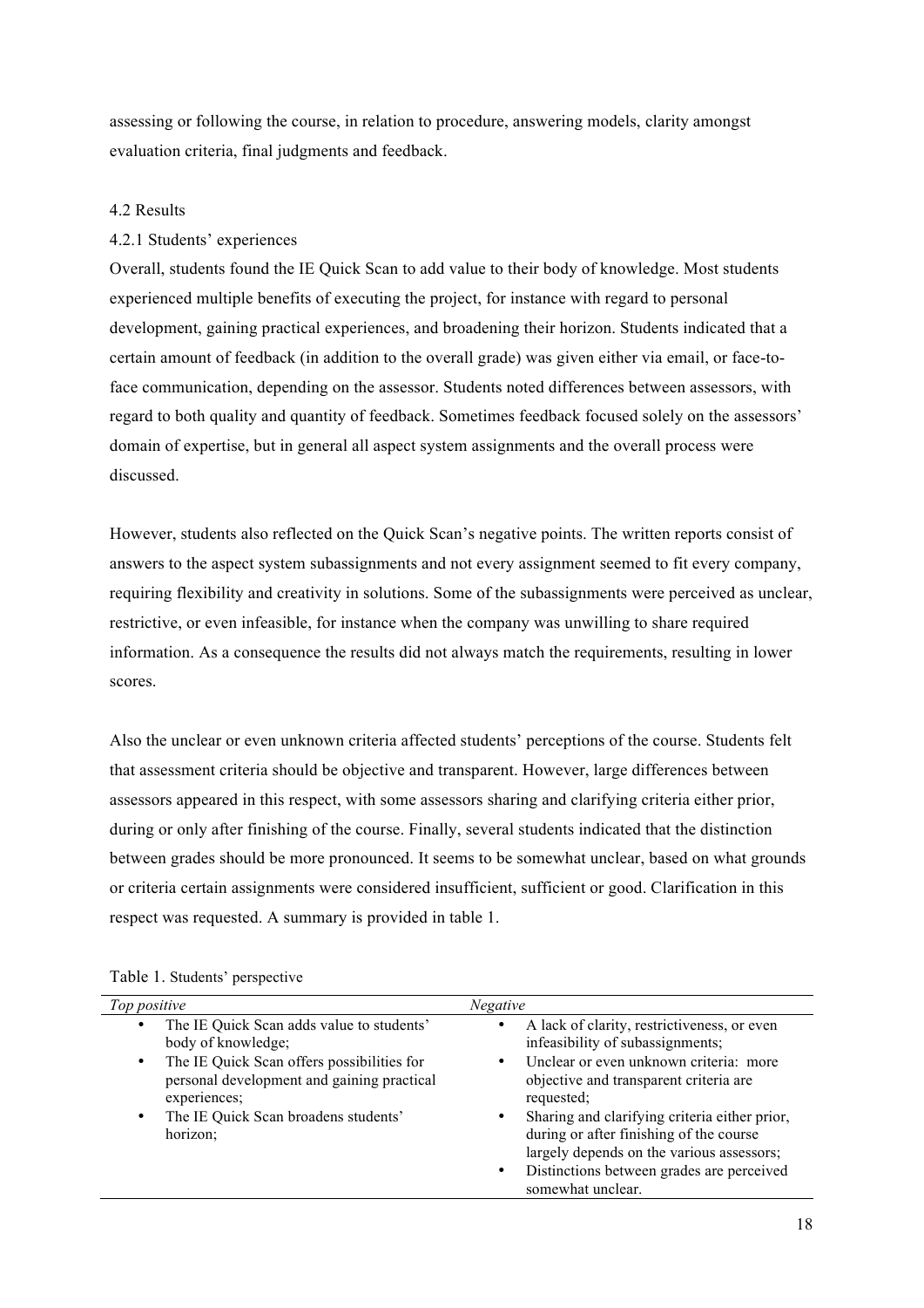assessing or following the course, in relation to procedure, answering models, clarity amongst evaluation criteria, final judgments and feedback.

### 4.2 Results

#### 4.2.1 Students' experiences

Overall, students found the IE Quick Scan to add value to their body of knowledge. Most students experienced multiple benefits of executing the project, for instance with regard to personal development, gaining practical experiences, and broadening their horizon. Students indicated that a certain amount of feedback (in addition to the overall grade) was given either via email, or face-to-face communication, depending on the assessor. Students noted differences between assessors, with regard to both quality and quantity of feedback. Sometimes feedback focused solely on the assessors' domain of expertise, but in general all aspect system assignments and the overall process were discussed.

However, students also reflected on the Quick Scan's negative points. The written reports consist of answers to the aspect system subassignments and not every assignment seemed to fit every company, requiring flexibility and creativity in solutions. Some of the subassignments were perceived as unclear, restrictive, or even infeasible, for instance when the company was unwilling to share required information. As a consequence the results did not always match the requirements, resulting in lower scores.

Also the unclear or even unknown criteria affected students' perceptions of the course. Students felt that assessment criteria should be objective and transparent. However, large differences between assessors appeared in this respect, with some assessors sharing and clarifying criteria either prior, during or only after finishing of the course. Finally, several students indicated that the distinction between grades should be more pronounced. It seems to be somewhat unclear, based on what grounds or criteria certain assignments were considered insufficient, sufficient or good. Clarification in this respect was requested. A summary is provided in table 1.

Table 1. Students' perspective

| *Top positive* | *Negative* |
| --- | --- |
| • The IE Quick Scan adds value to students' body of knowledge;<br>• The IE Quick Scan offers possibilities for personal development and gaining practical experiences;<br>• The IE Quick Scan broadens students' horizon; | • A lack of clarity, restrictiveness, or even infeasibility of subassignments;<br>• Unclear or even unknown criteria: more objective and transparent criteria are requested;<br>• Sharing and clarifying criteria either prior, during or after finishing of the course largely depends on the various assessors;<br>• Distinctions between grades are perceived somewhat unclear. |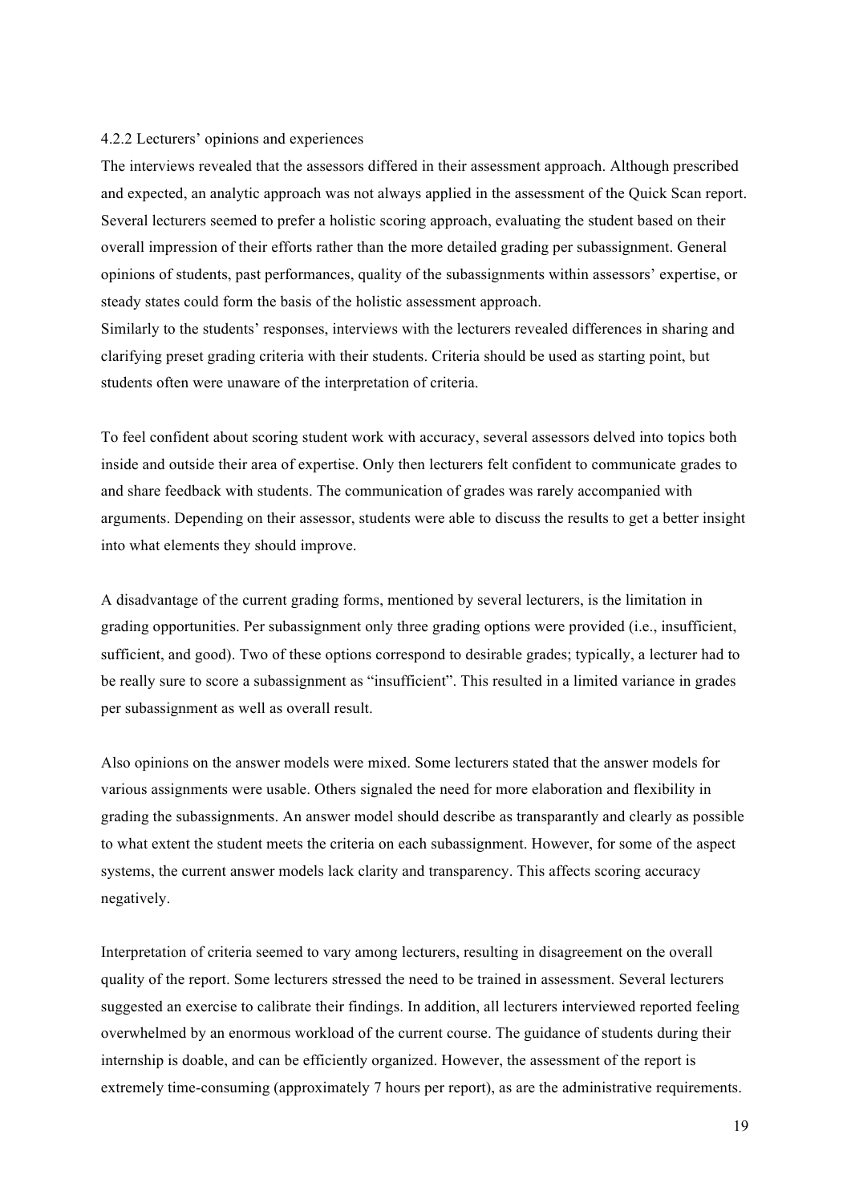#### 4.2.2 Lecturers' opinions and experiences

The interviews revealed that the assessors differed in their assessment approach. Although prescribed and expected, an analytic approach was not always applied in the assessment of the Quick Scan report. Several lecturers seemed to prefer a holistic scoring approach, evaluating the student based on their overall impression of their efforts rather than the more detailed grading per subassignment. General opinions of students, past performances, quality of the subassignments within assessors' expertise, or steady states could form the basis of the holistic assessment approach.
Similarly to the students' responses, interviews with the lecturers revealed differences in sharing and clarifying preset grading criteria with their students. Criteria should be used as starting point, but students often were unaware of the interpretation of criteria.

To feel confident about scoring student work with accuracy, several assessors delved into topics both inside and outside their area of expertise. Only then lecturers felt confident to communicate grades to and share feedback with students. The communication of grades was rarely accompanied with arguments. Depending on their assessor, students were able to discuss the results to get a better insight into what elements they should improve.

A disadvantage of the current grading forms, mentioned by several lecturers, is the limitation in grading opportunities. Per subassignment only three grading options were provided (i.e., insufficient, sufficient, and good). Two of these options correspond to desirable grades; typically, a lecturer had to be really sure to score a subassignment as "insufficient". This resulted in a limited variance in grades per subassignment as well as overall result.

Also opinions on the answer models were mixed. Some lecturers stated that the answer models for various assignments were usable. Others signaled the need for more elaboration and flexibility in grading the subassignments. An answer model should describe as transparantly and clearly as possible to what extent the student meets the criteria on each subassignment. However, for some of the aspect systems, the current answer models lack clarity and transparency. This affects scoring accuracy negatively.

Interpretation of criteria seemed to vary among lecturers, resulting in disagreement on the overall quality of the report. Some lecturers stressed the need to be trained in assessment. Several lecturers suggested an exercise to calibrate their findings. In addition, all lecturers interviewed reported feeling overwhelmed by an enormous workload of the current course. The guidance of students during their internship is doable, and can be efficiently organized. However, the assessment of the report is extremely time-consuming (approximately 7 hours per report), as are the administrative requirements.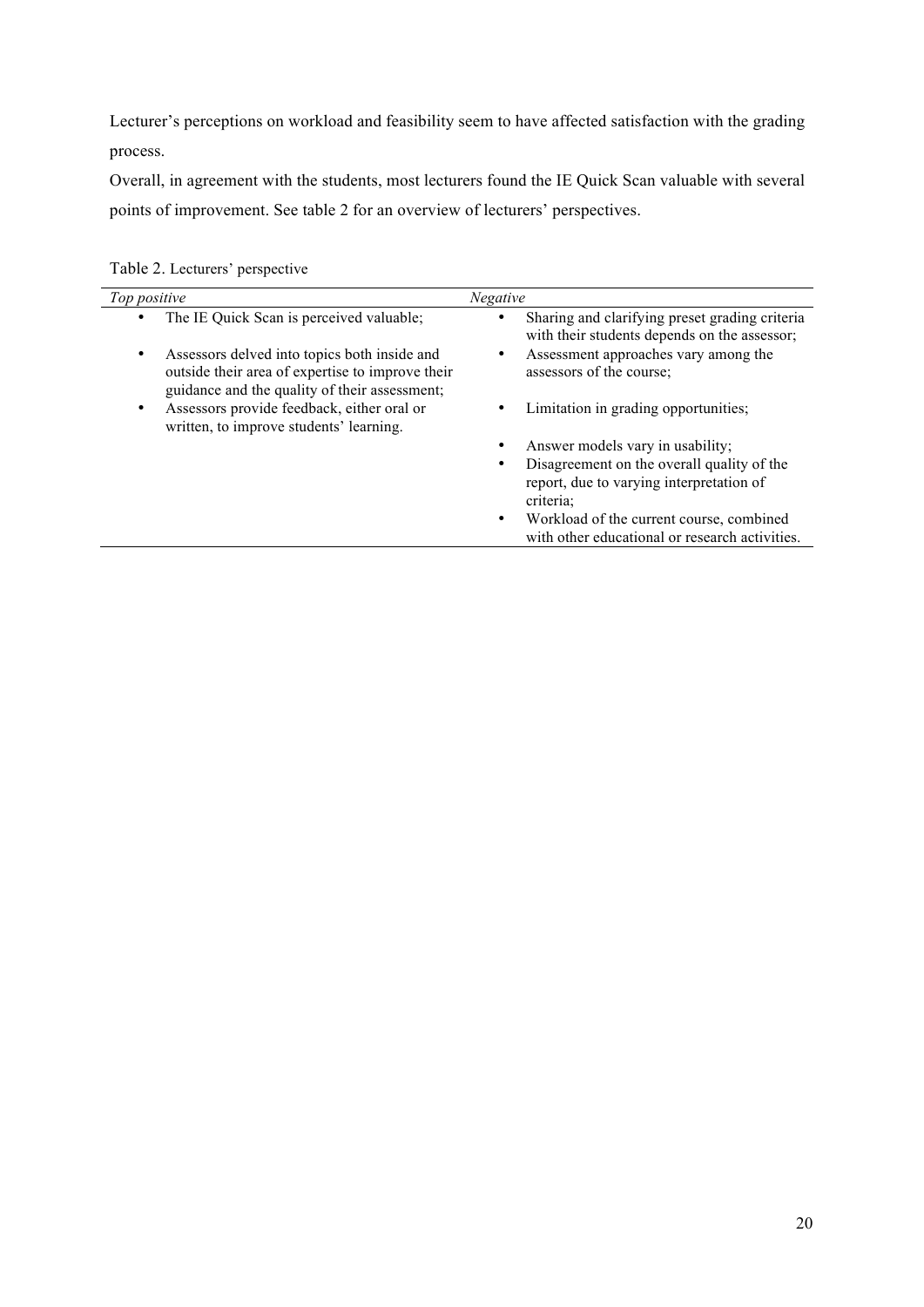Lecturer's perceptions on workload and feasibility seem to have affected satisfaction with the grading process.

Overall, in agreement with the students, most lecturers found the IE Quick Scan valuable with several points of improvement. See table 2 for an overview of lecturers' perspectives.

Table 2. Lecturers' perspective

| *Top positive* | *Negative* |
| --- | --- |
| • The IE Quick Scan is perceived valuable; | • Sharing and clarifying preset grading criteria with their students depends on the assessor; |
| • Assessors delved into topics both inside and outside their area of expertise to improve their guidance and the quality of their assessment; | • Assessment approaches vary among the assessors of the course; |
| • Assessors provide feedback, either oral or written, to improve students' learning. | • Limitation in grading opportunities; |
| | • Answer models vary in usability; |
| | • Disagreement on the overall quality of the report, due to varying interpretation of criteria; |
| | • Workload of the current course, combined with other educational or research activities. |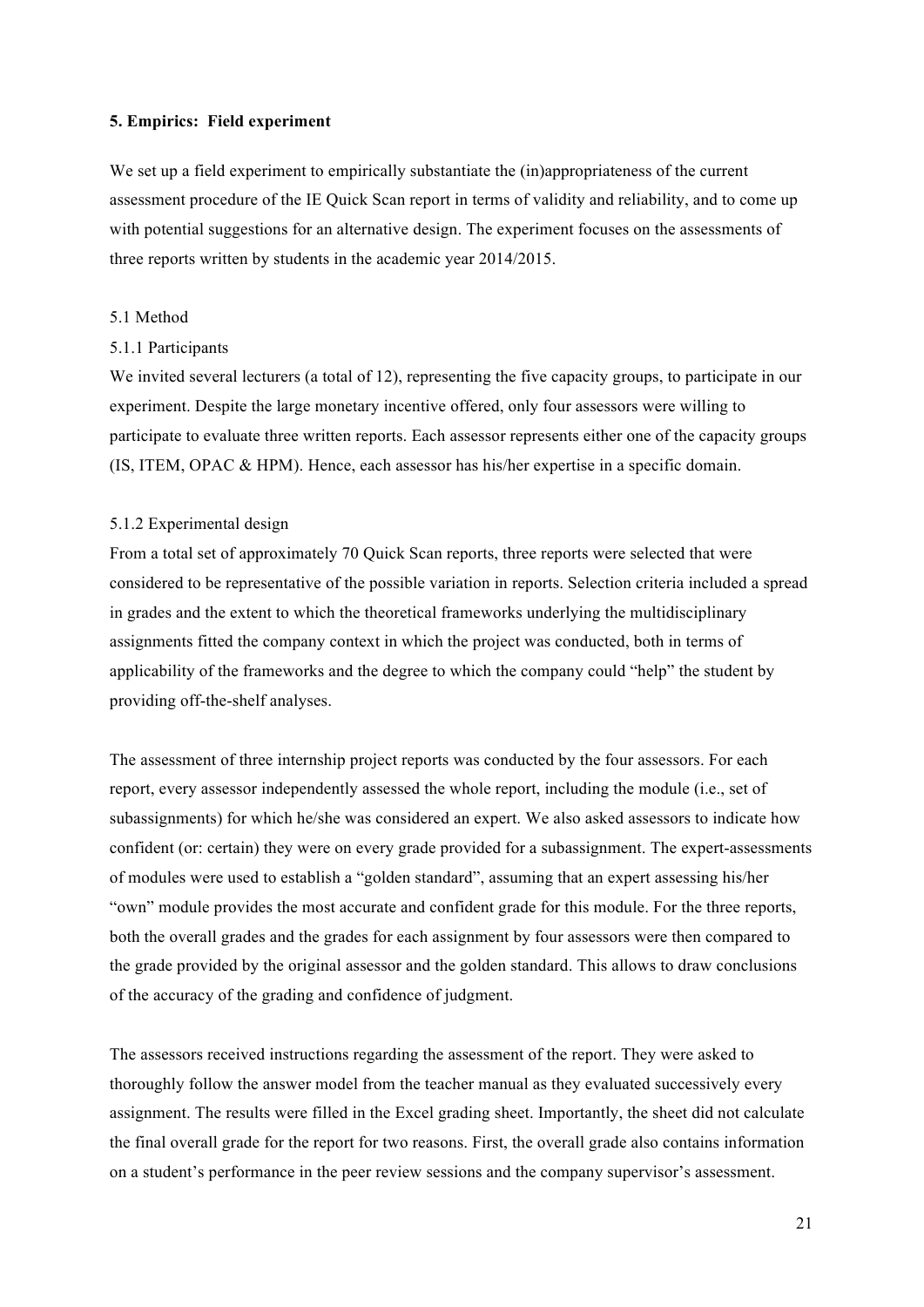## 5. Empirics: Field experiment

We set up a field experiment to empirically substantiate the (in)appropriateness of the current assessment procedure of the IE Quick Scan report in terms of validity and reliability, and to come up with potential suggestions for an alternative design. The experiment focuses on the assessments of three reports written by students in the academic year 2014/2015.

### 5.1 Method

#### 5.1.1 Participants

We invited several lecturers (a total of 12), representing the five capacity groups, to participate in our experiment. Despite the large monetary incentive offered, only four assessors were willing to participate to evaluate three written reports. Each assessor represents either one of the capacity groups (IS, ITEM, OPAC & HPM). Hence, each assessor has his/her expertise in a specific domain.

#### 5.1.2 Experimental design

From a total set of approximately 70 Quick Scan reports, three reports were selected that were considered to be representative of the possible variation in reports. Selection criteria included a spread in grades and the extent to which the theoretical frameworks underlying the multidisciplinary assignments fitted the company context in which the project was conducted, both in terms of applicability of the frameworks and the degree to which the company could "help" the student by providing off-the-shelf analyses.

The assessment of three internship project reports was conducted by the four assessors. For each report, every assessor independently assessed the whole report, including the module (i.e., set of subassignments) for which he/she was considered an expert. We also asked assessors to indicate how confident (or: certain) they were on every grade provided for a subassignment. The expert-assessments of modules were used to establish a "golden standard", assuming that an expert assessing his/her "own" module provides the most accurate and confident grade for this module. For the three reports, both the overall grades and the grades for each assignment by four assessors were then compared to the grade provided by the original assessor and the golden standard. This allows to draw conclusions of the accuracy of the grading and confidence of judgment.

The assessors received instructions regarding the assessment of the report. They were asked to thoroughly follow the answer model from the teacher manual as they evaluated successively every assignment. The results were filled in the Excel grading sheet. Importantly, the sheet did not calculate the final overall grade for the report for two reasons. First, the overall grade also contains information on a student's performance in the peer review sessions and the company supervisor's assessment.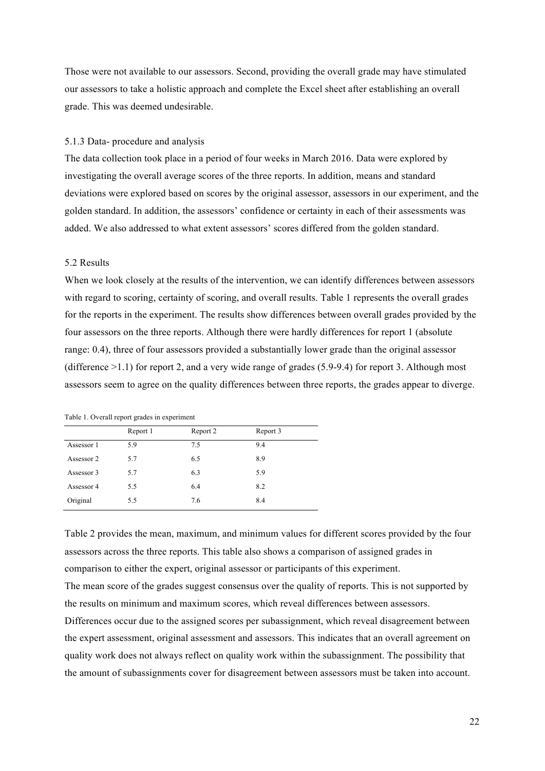Those were not available to our assessors. Second, providing the overall grade may have stimulated our assessors to take a holistic approach and complete the Excel sheet after establishing an overall grade. This was deemed undesirable.

### 5.1.3 Data- procedure and analysis

The data collection took place in a period of four weeks in March 2016. Data were explored by investigating the overall average scores of the three reports. In addition, means and standard deviations were explored based on scores by the original assessor, assessors in our experiment, and the golden standard. In addition, the assessors' confidence or certainty in each of their assessments was added. We also addressed to what extent assessors' scores differed from the golden standard.

## 5.2 Results

When we look closely at the results of the intervention, we can identify differences between assessors with regard to scoring, certainty of scoring, and overall results. Table 1 represents the overall grades for the reports in the experiment. The results show differences between overall grades provided by the four assessors on the three reports. Although there were hardly differences for report 1 (absolute range: 0.4), three of four assessors provided a substantially lower grade than the original assessor (difference >1.1) for report 2, and a very wide range of grades (5.9-9.4) for report 3. Although most assessors seem to agree on the quality differences between three reports, the grades appear to diverge.

Table 1. Overall report grades in experiment

| | Report 1 | Report 2 | Report 3 |
|---|---|---|---|
| Assessor 1 | 5.9 | 7.5 | 9.4 |
| Assessor 2 | 5.7 | 6.5 | 8.9 |
| Assessor 3 | 5.7 | 6.3 | 5.9 |
| Assessor 4 | 5.5 | 6.4 | 8.2 |
| Original | 5.5 | 7.6 | 8.4 |

Table 2 provides the mean, maximum, and minimum values for different scores provided by the four assessors across the three reports. This table also shows a comparison of assigned grades in comparison to either the expert, original assessor or participants of this experiment.

The mean score of the grades suggest consensus over the quality of reports. This is not supported by the results on minimum and maximum scores, which reveal differences between assessors. Differences occur due to the assigned scores per subassignment, which reveal disagreement between the expert assessment, original assessment and assessors. This indicates that an overall agreement on quality work does not always reflect on quality work within the subassignment. The possibility that the amount of subassignments cover for disagreement between assessors must be taken into account.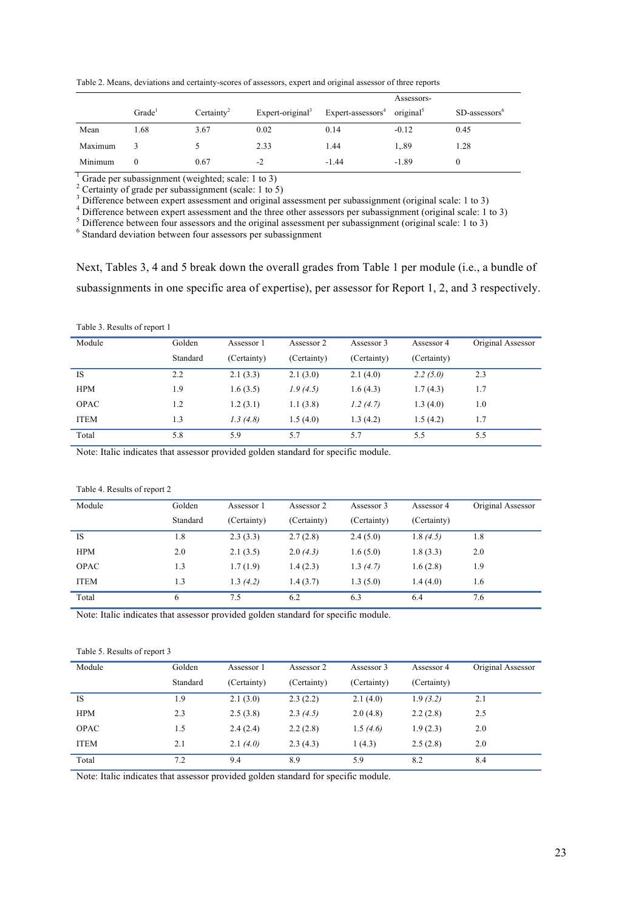Table 2. Means, deviations and certainty-scores of assessors, expert and original assessor of three reports

| | Grade[1] | Certainty[2] | Expert-original[3] | Expert-assessors[4] | Assessors-original[5] | SD-assessors[6] |
|---|---|---|---|---|---|---|
| Mean | 1.68 | 3.67 | 0.02 | 0.14 | -0.12 | 0.45 |
| Maximum | 3 | 5 | 2.33 | 1.44 | 1,.89 | 1.28 |
| Minimum | 0 | 0.67 | -2 | -1.44 | -1.89 | 0 |

[1] Grade per subassignment (weighted; scale: 1 to 3)
[2] Certainty of grade per subassignment (scale: 1 to 5)
[3] Difference between expert assessment and original assessment per subassignment (original scale: 1 to 3)
[4] Difference between expert assessment and the three other assessors per subassignment (original scale: 1 to 3)
[5] Difference between four assessors and the original assessment per subassignment (original scale: 1 to 3)
[6] Standard deviation between four assessors per subassignment

Next, Tables 3, 4 and 5 break down the overall grades from Table 1 per module (i.e., a bundle of subassignments in one specific area of expertise), per assessor for Report 1, 2, and 3 respectively.

Table 3. Results of report 1

| Module | Golden Standard | Assessor 1 (Certainty) | Assessor 2 (Certainty) | Assessor 3 (Certainty) | Assessor 4 (Certainty) | Original Assessor |
|---|---|---|---|---|---|---|
| IS | 2.2 | 2.1 (3.3) | 2.1 (3.0) | 2.1 (4.0) | *2.2 (5.0)* | 2.3 |
| HPM | 1.9 | 1.6 (3.5) | *1.9 (4.5)* | 1.6 (4.3) | 1.7 (4.3) | 1.7 |
| OPAC | 1.2 | 1.2 (3.1) | 1.1 (3.8) | *1.2 (4.7)* | 1.3 (4.0) | 1.0 |
| ITEM | 1.3 | *1.3 (4.8)* | 1.5 (4.0) | 1.3 (4.2) | 1.5 (4.2) | 1.7 |
| Total | 5.8 | 5.9 | 5.7 | 5.7 | 5.5 | 5.5 |

Note: Italic indicates that assessor provided golden standard for specific module.

Table 4. Results of report 2

| Module | Golden Standard | Assessor 1 (Certainty) | Assessor 2 (Certainty) | Assessor 3 (Certainty) | Assessor 4 (Certainty) | Original Assessor |
|---|---|---|---|---|---|---|
| IS | 1.8 | 2.3 (3.3) | 2.7 (2.8) | 2.4 (5.0) | 1.8 *(4.5)* | 1.8 |
| HPM | 2.0 | 2.1 (3.5) | 2.0 *(4.3)* | 1.6 (5.0) | 1.8 (3.3) | 2.0 |
| OPAC | 1.3 | 1.7 (1.9) | 1.4 (2.3) | 1.3 *(4.7)* | 1.6 (2.8) | 1.9 |
| ITEM | 1.3 | 1.3 *(4.2)* | 1.4 (3.7) | 1.3 (5.0) | 1.4 (4.0) | 1.6 |
| Total | 6 | 7.5 | 6.2 | 6.3 | 6.4 | 7.6 |

Note: Italic indicates that assessor provided golden standard for specific module.

Table 5. Results of report 3

| Module | Golden Standard | Assessor 1 (Certainty) | Assessor 2 (Certainty) | Assessor 3 (Certainty) | Assessor 4 (Certainty) | Original Assessor |
|---|---|---|---|---|---|---|
| IS | 1.9 | 2.1 (3.0) | 2.3 (2.2) | 2.1 (4.0) | 1.9 *(3.2)* | 2.1 |
| HPM | 2.3 | 2.5 (3.8) | 2.3 *(4.5)* | 2.0 (4.8) | 2.2 (2.8) | 2.5 |
| OPAC | 1.5 | 2.4 (2.4) | 2.2 (2.8) | 1.5 *(4.6)* | 1.9 (2.3) | 2.0 |
| ITEM | 2.1 | 2.1 *(4.0)* | 2.3 (4.3) | 1 (4.3) | 2.5 (2.8) | 2.0 |
| Total | 7.2 | 9.4 | 8.9 | 5.9 | 8.2 | 8.4 |

Note: Italic indicates that assessor provided golden standard for specific module.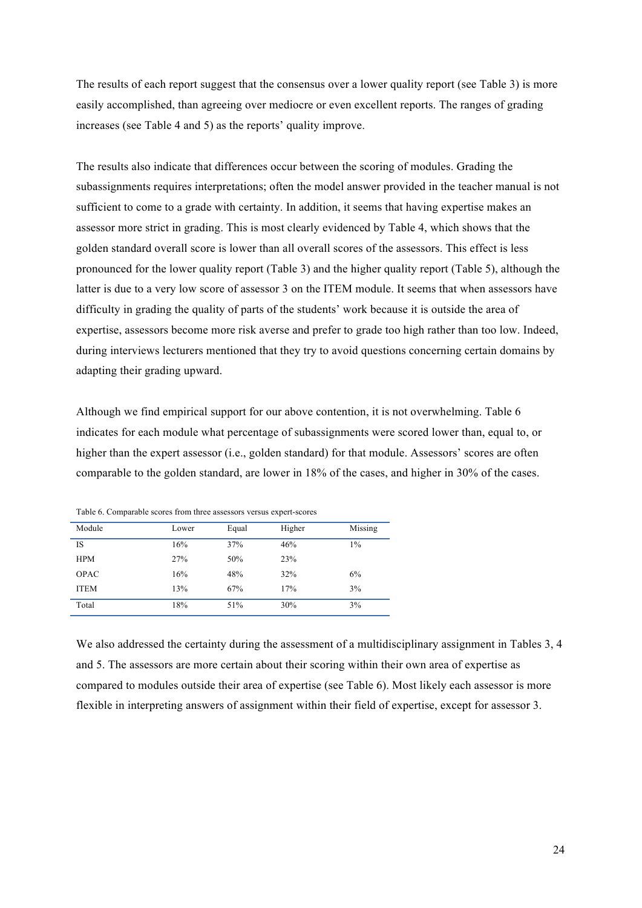The results of each report suggest that the consensus over a lower quality report (see Table 3) is more easily accomplished, than agreeing over mediocre or even excellent reports. The ranges of grading increases (see Table 4 and 5) as the reports' quality improve.

The results also indicate that differences occur between the scoring of modules. Grading the subassignments requires interpretations; often the model answer provided in the teacher manual is not sufficient to come to a grade with certainty. In addition, it seems that having expertise makes an assessor more strict in grading. This is most clearly evidenced by Table 4, which shows that the golden standard overall score is lower than all overall scores of the assessors. This effect is less pronounced for the lower quality report (Table 3) and the higher quality report (Table 5), although the latter is due to a very low score of assessor 3 on the ITEM module. It seems that when assessors have difficulty in grading the quality of parts of the students' work because it is outside the area of expertise, assessors become more risk averse and prefer to grade too high rather than too low. Indeed, during interviews lecturers mentioned that they try to avoid questions concerning certain domains by adapting their grading upward.

Although we find empirical support for our above contention, it is not overwhelming. Table 6 indicates for each module what percentage of subassignments were scored lower than, equal to, or higher than the expert assessor (i.e., golden standard) for that module. Assessors' scores are often comparable to the golden standard, are lower in 18% of the cases, and higher in 30% of the cases.

Table 6. Comparable scores from three assessors versus expert-scores

| Module | Lower | Equal | Higher | Missing |
|---|---|---|---|---|
| IS | 16% | 37% | 46% | 1% |
| HPM | 27% | 50% | 23% | |
| OPAC | 16% | 48% | 32% | 6% |
| ITEM | 13% | 67% | 17% | 3% |
| Total | 18% | 51% | 30% | 3% |

We also addressed the certainty during the assessment of a multidisciplinary assignment in Tables 3, 4 and 5. The assessors are more certain about their scoring within their own area of expertise as compared to modules outside their area of expertise (see Table 6). Most likely each assessor is more flexible in interpreting answers of assignment within their field of expertise, except for assessor 3.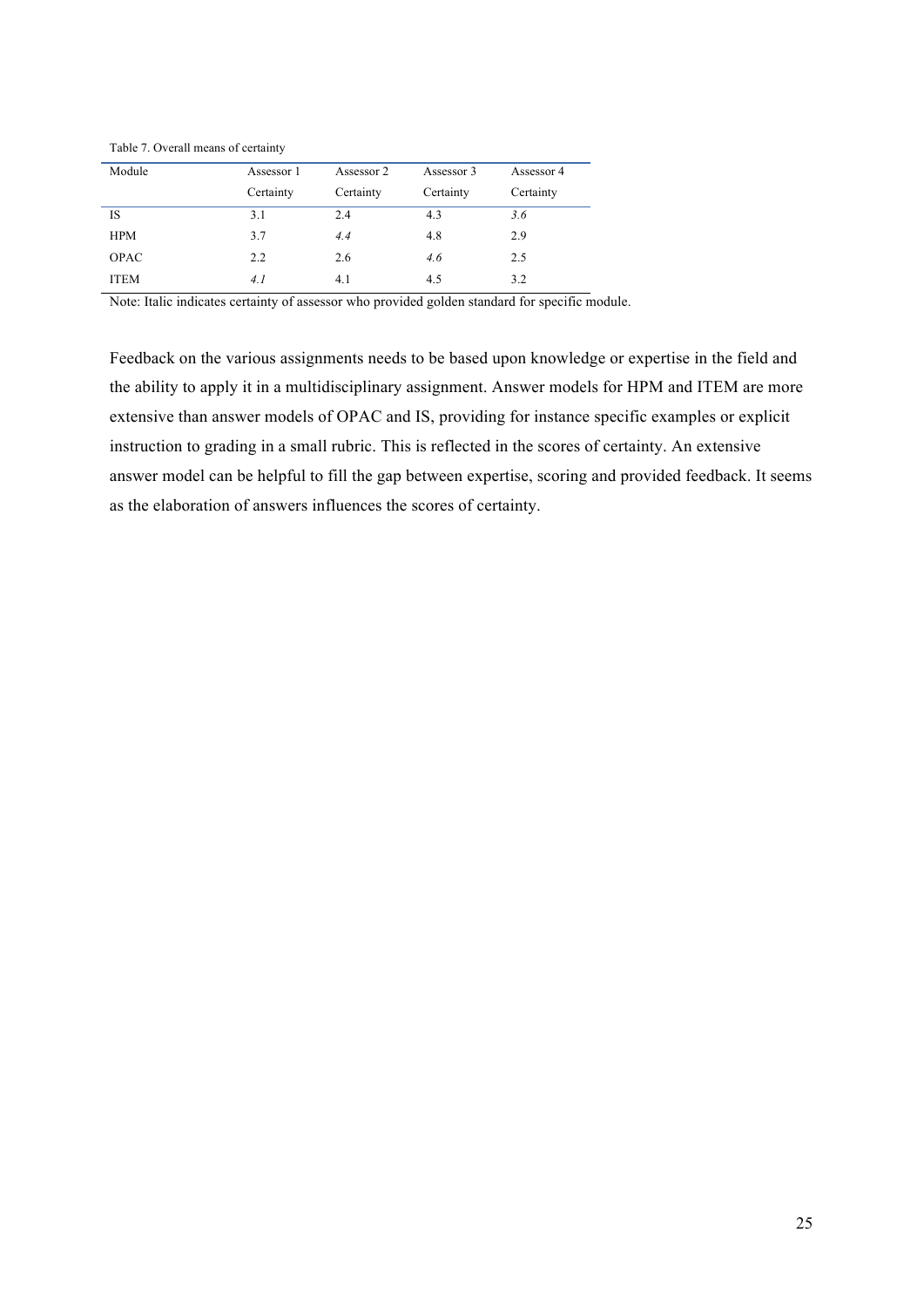Table 7. Overall means of certainty

| Module | Assessor 1 Certainty | Assessor 2 Certainty | Assessor 3 Certainty | Assessor 4 Certainty |
|---|---|---|---|---|
| IS | 3.1 | 2.4 | 4.3 | *3.6* |
| HPM | 3.7 | *4.4* | 4.8 | 2.9 |
| OPAC | 2.2 | 2.6 | *4.6* | 2.5 |
| ITEM | *4.1* | 4.1 | 4.5 | 3.2 |

Note: Italic indicates certainty of assessor who provided golden standard for specific module.

Feedback on the various assignments needs to be based upon knowledge or expertise in the field and the ability to apply it in a multidisciplinary assignment. Answer models for HPM and ITEM are more extensive than answer models of OPAC and IS, providing for instance specific examples or explicit instruction to grading in a small rubric. This is reflected in the scores of certainty. An extensive answer model can be helpful to fill the gap between expertise, scoring and provided feedback. It seems as the elaboration of answers influences the scores of certainty.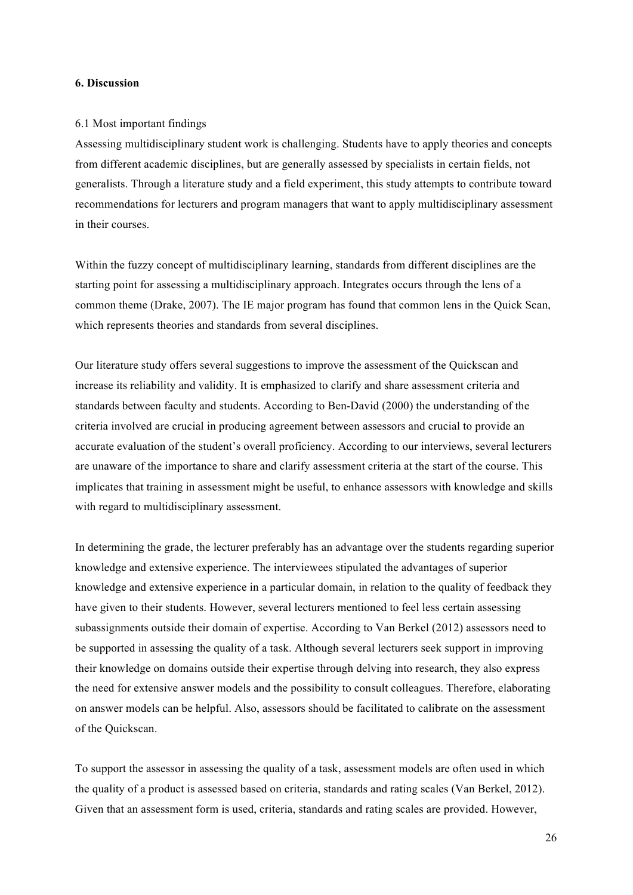## 6. Discussion

### 6.1 Most important findings

Assessing multidisciplinary student work is challenging. Students have to apply theories and concepts from different academic disciplines, but are generally assessed by specialists in certain fields, not generalists. Through a literature study and a field experiment, this study attempts to contribute toward recommendations for lecturers and program managers that want to apply multidisciplinary assessment in their courses.

Within the fuzzy concept of multidisciplinary learning, standards from different disciplines are the starting point for assessing a multidisciplinary approach. Integrates occurs through the lens of a common theme (Drake, 2007). The IE major program has found that common lens in the Quick Scan, which represents theories and standards from several disciplines.

Our literature study offers several suggestions to improve the assessment of the Quickscan and increase its reliability and validity. It is emphasized to clarify and share assessment criteria and standards between faculty and students. According to Ben-David (2000) the understanding of the criteria involved are crucial in producing agreement between assessors and crucial to provide an accurate evaluation of the student's overall proficiency. According to our interviews, several lecturers are unaware of the importance to share and clarify assessment criteria at the start of the course. This implicates that training in assessment might be useful, to enhance assessors with knowledge and skills with regard to multidisciplinary assessment.

In determining the grade, the lecturer preferably has an advantage over the students regarding superior knowledge and extensive experience. The interviewees stipulated the advantages of superior knowledge and extensive experience in a particular domain, in relation to the quality of feedback they have given to their students. However, several lecturers mentioned to feel less certain assessing subassignments outside their domain of expertise. According to Van Berkel (2012) assessors need to be supported in assessing the quality of a task. Although several lecturers seek support in improving their knowledge on domains outside their expertise through delving into research, they also express the need for extensive answer models and the possibility to consult colleagues. Therefore, elaborating on answer models can be helpful. Also, assessors should be facilitated to calibrate on the assessment of the Quickscan.

To support the assessor in assessing the quality of a task, assessment models are often used in which the quality of a product is assessed based on criteria, standards and rating scales (Van Berkel, 2012). Given that an assessment form is used, criteria, standards and rating scales are provided. However,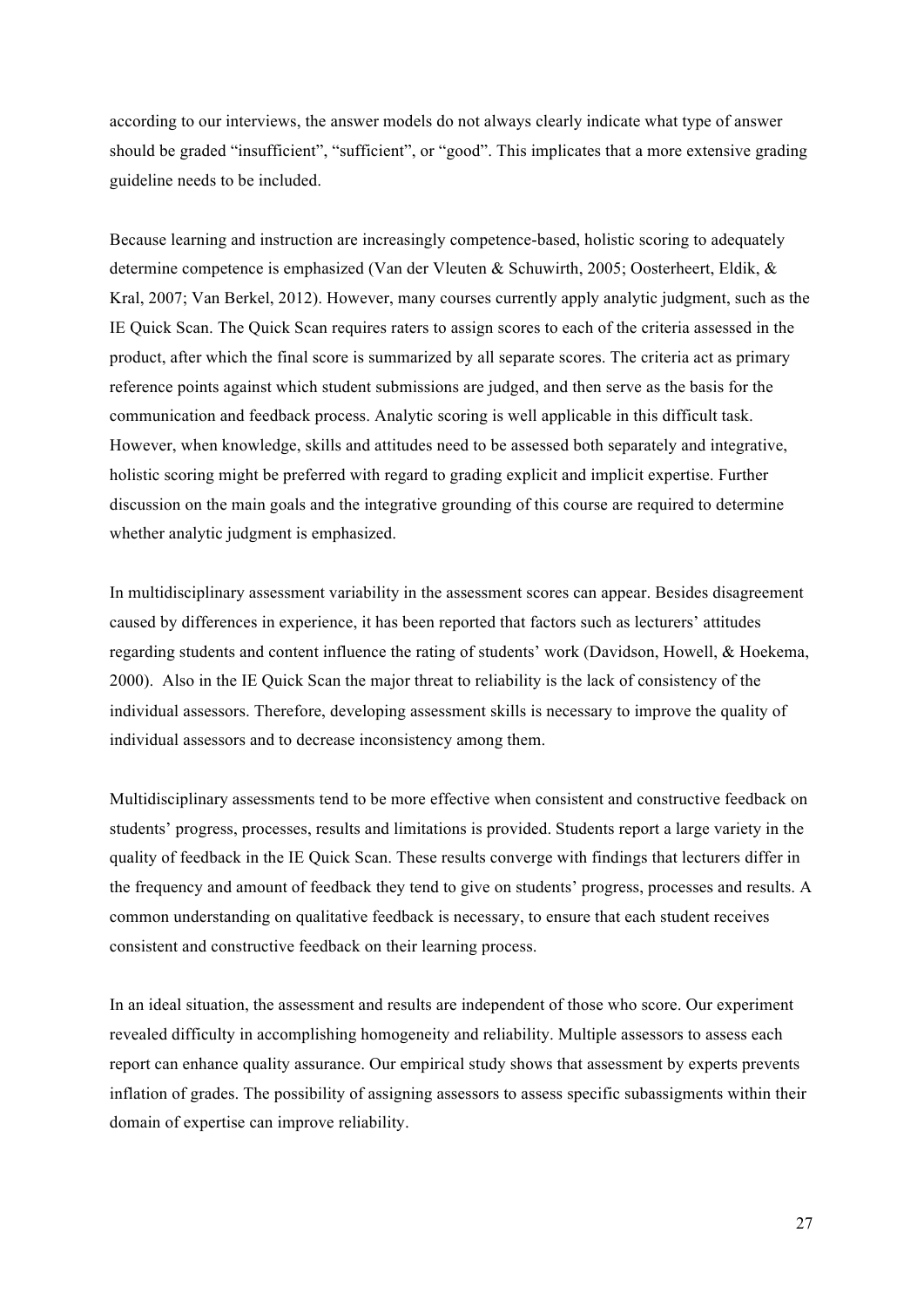according to our interviews, the answer models do not always clearly indicate what type of answer should be graded "insufficient", "sufficient", or "good". This implicates that a more extensive grading guideline needs to be included.

Because learning and instruction are increasingly competence-based, holistic scoring to adequately determine competence is emphasized (Van der Vleuten & Schuwirth, 2005; Oosterheert, Eldik, & Kral, 2007; Van Berkel, 2012). However, many courses currently apply analytic judgment, such as the IE Quick Scan. The Quick Scan requires raters to assign scores to each of the criteria assessed in the product, after which the final score is summarized by all separate scores. The criteria act as primary reference points against which student submissions are judged, and then serve as the basis for the communication and feedback process. Analytic scoring is well applicable in this difficult task. However, when knowledge, skills and attitudes need to be assessed both separately and integrative, holistic scoring might be preferred with regard to grading explicit and implicit expertise. Further discussion on the main goals and the integrative grounding of this course are required to determine whether analytic judgment is emphasized.

In multidisciplinary assessment variability in the assessment scores can appear. Besides disagreement caused by differences in experience, it has been reported that factors such as lecturers' attitudes regarding students and content influence the rating of students' work (Davidson, Howell, & Hoekema, 2000). Also in the IE Quick Scan the major threat to reliability is the lack of consistency of the individual assessors. Therefore, developing assessment skills is necessary to improve the quality of individual assessors and to decrease inconsistency among them.

Multidisciplinary assessments tend to be more effective when consistent and constructive feedback on students' progress, processes, results and limitations is provided. Students report a large variety in the quality of feedback in the IE Quick Scan. These results converge with findings that lecturers differ in the frequency and amount of feedback they tend to give on students' progress, processes and results. A common understanding on qualitative feedback is necessary, to ensure that each student receives consistent and constructive feedback on their learning process.

In an ideal situation, the assessment and results are independent of those who score. Our experiment revealed difficulty in accomplishing homogeneity and reliability. Multiple assessors to assess each report can enhance quality assurance. Our empirical study shows that assessment by experts prevents inflation of grades. The possibility of assigning assessors to assess specific subassigments within their domain of expertise can improve reliability.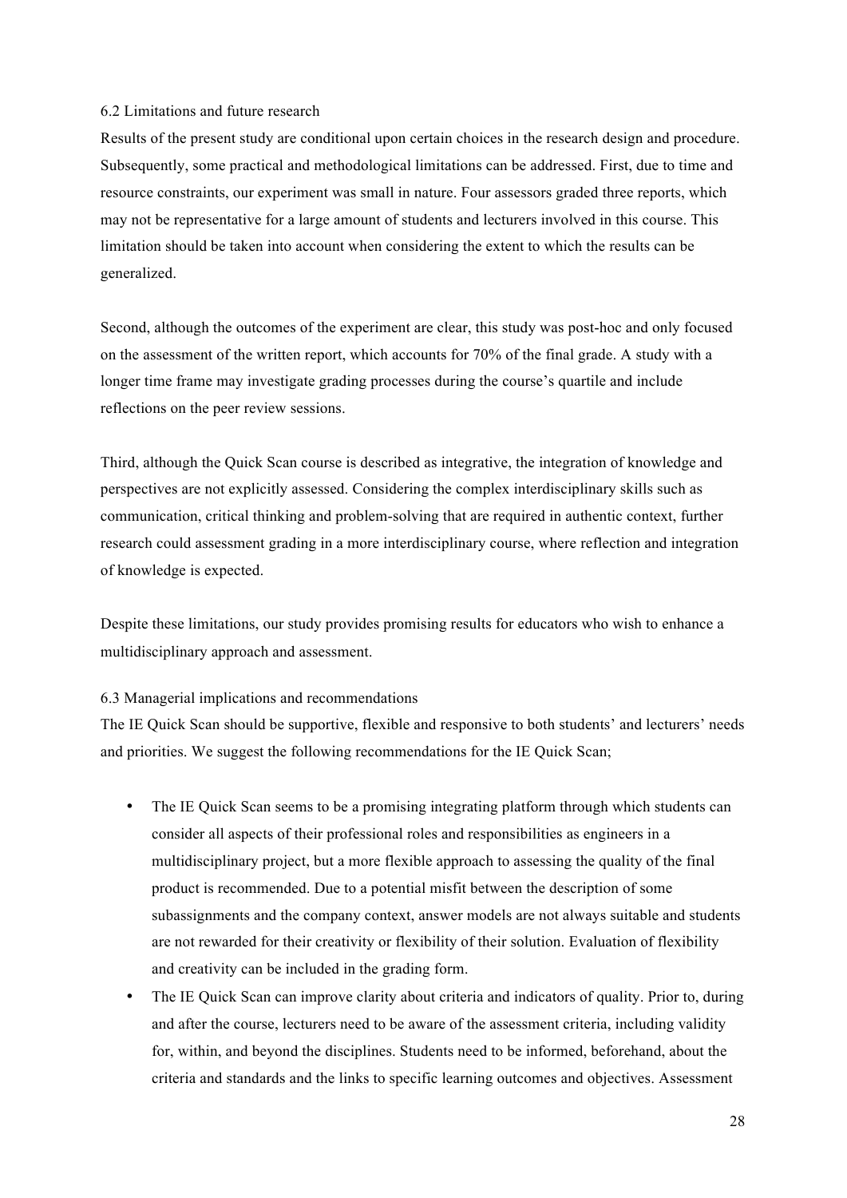### 6.2 Limitations and future research

Results of the present study are conditional upon certain choices in the research design and procedure. Subsequently, some practical and methodological limitations can be addressed. First, due to time and resource constraints, our experiment was small in nature. Four assessors graded three reports, which may not be representative for a large amount of students and lecturers involved in this course. This limitation should be taken into account when considering the extent to which the results can be generalized.

Second, although the outcomes of the experiment are clear, this study was post-hoc and only focused on the assessment of the written report, which accounts for 70% of the final grade. A study with a longer time frame may investigate grading processes during the course's quartile and include reflections on the peer review sessions.

Third, although the Quick Scan course is described as integrative, the integration of knowledge and perspectives are not explicitly assessed. Considering the complex interdisciplinary skills such as communication, critical thinking and problem-solving that are required in authentic context, further research could assessment grading in a more interdisciplinary course, where reflection and integration of knowledge is expected.

Despite these limitations, our study provides promising results for educators who wish to enhance a multidisciplinary approach and assessment.

### 6.3 Managerial implications and recommendations

The IE Quick Scan should be supportive, flexible and responsive to both students' and lecturers' needs and priorities. We suggest the following recommendations for the IE Quick Scan;

- The IE Quick Scan seems to be a promising integrating platform through which students can consider all aspects of their professional roles and responsibilities as engineers in a multidisciplinary project, but a more flexible approach to assessing the quality of the final product is recommended. Due to a potential misfit between the description of some subassignments and the company context, answer models are not always suitable and students are not rewarded for their creativity or flexibility of their solution. Evaluation of flexibility and creativity can be included in the grading form.
- The IE Quick Scan can improve clarity about criteria and indicators of quality. Prior to, during and after the course, lecturers need to be aware of the assessment criteria, including validity for, within, and beyond the disciplines. Students need to be informed, beforehand, about the criteria and standards and the links to specific learning outcomes and objectives. Assessment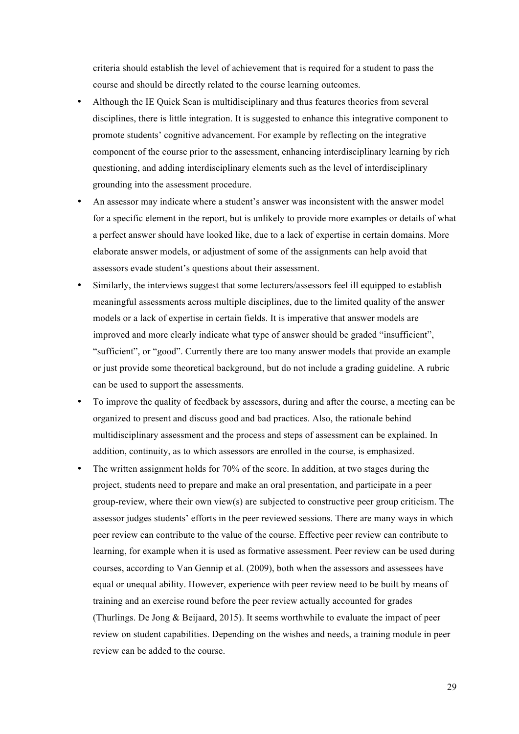criteria should establish the level of achievement that is required for a student to pass the course and should be directly related to the course learning outcomes.

- Although the IE Quick Scan is multidisciplinary and thus features theories from several disciplines, there is little integration. It is suggested to enhance this integrative component to promote students' cognitive advancement. For example by reflecting on the integrative component of the course prior to the assessment, enhancing interdisciplinary learning by rich questioning, and adding interdisciplinary elements such as the level of interdisciplinary grounding into the assessment procedure.
- An assessor may indicate where a student's answer was inconsistent with the answer model for a specific element in the report, but is unlikely to provide more examples or details of what a perfect answer should have looked like, due to a lack of expertise in certain domains. More elaborate answer models, or adjustment of some of the assignments can help avoid that assessors evade student's questions about their assessment.
- Similarly, the interviews suggest that some lecturers/assessors feel ill equipped to establish meaningful assessments across multiple disciplines, due to the limited quality of the answer models or a lack of expertise in certain fields. It is imperative that answer models are improved and more clearly indicate what type of answer should be graded "insufficient", "sufficient", or "good". Currently there are too many answer models that provide an example or just provide some theoretical background, but do not include a grading guideline. A rubric can be used to support the assessments.
- To improve the quality of feedback by assessors, during and after the course, a meeting can be organized to present and discuss good and bad practices. Also, the rationale behind multidisciplinary assessment and the process and steps of assessment can be explained. In addition, continuity, as to which assessors are enrolled in the course, is emphasized.
- The written assignment holds for 70% of the score. In addition, at two stages during the project, students need to prepare and make an oral presentation, and participate in a peer group-review, where their own view(s) are subjected to constructive peer group criticism. The assessor judges students' efforts in the peer reviewed sessions. There are many ways in which peer review can contribute to the value of the course. Effective peer review can contribute to learning, for example when it is used as formative assessment. Peer review can be used during courses, according to Van Gennip et al. (2009), both when the assessors and assessees have equal or unequal ability. However, experience with peer review need to be built by means of training and an exercise round before the peer review actually accounted for grades (Thurlings. De Jong & Beijaard, 2015). It seems worthwhile to evaluate the impact of peer review on student capabilities. Depending on the wishes and needs, a training module in peer review can be added to the course.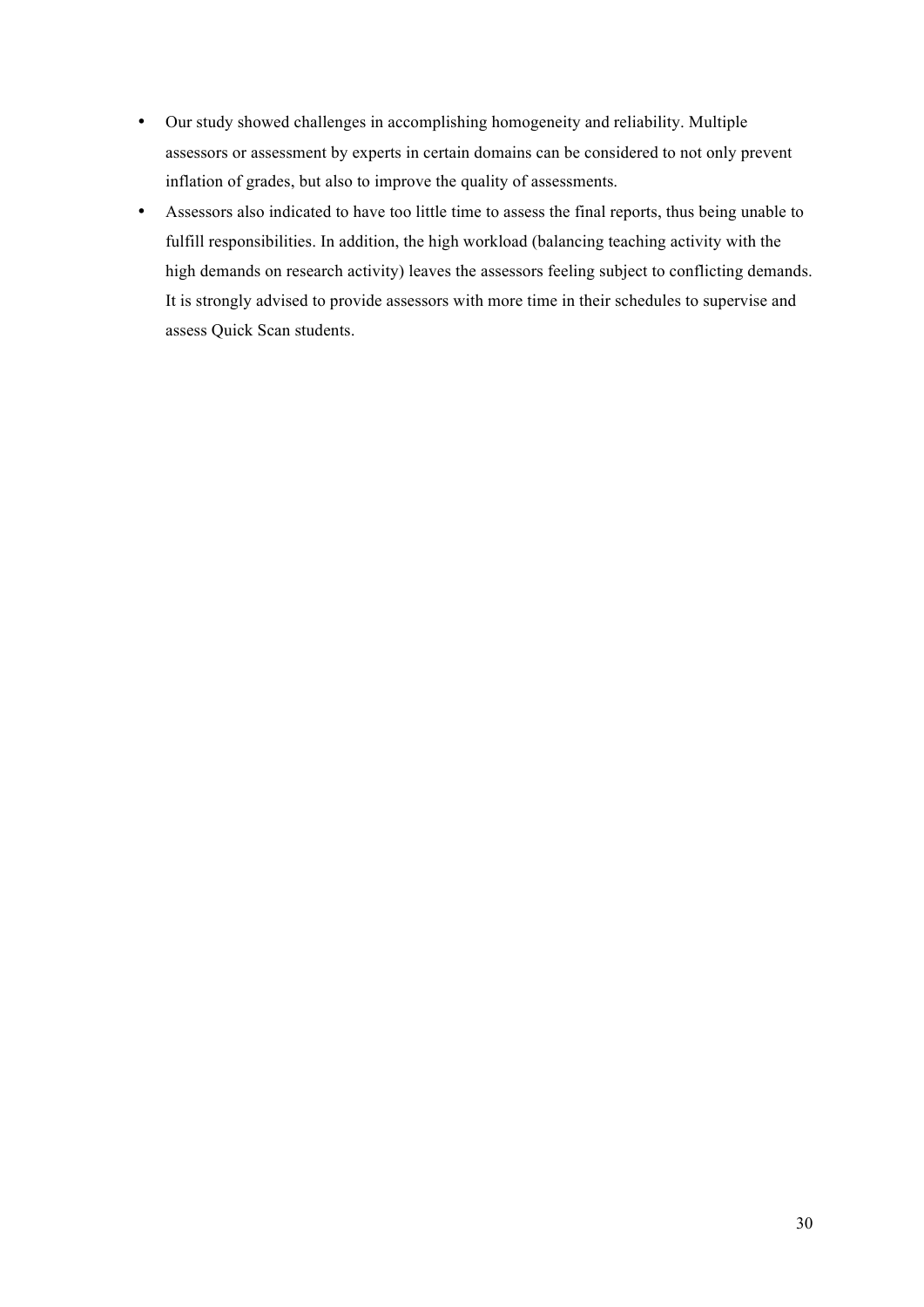- Our study showed challenges in accomplishing homogeneity and reliability. Multiple assessors or assessment by experts in certain domains can be considered to not only prevent inflation of grades, but also to improve the quality of assessments.
- Assessors also indicated to have too little time to assess the final reports, thus being unable to fulfill responsibilities. In addition, the high workload (balancing teaching activity with the high demands on research activity) leaves the assessors feeling subject to conflicting demands. It is strongly advised to provide assessors with more time in their schedules to supervise and assess Quick Scan students.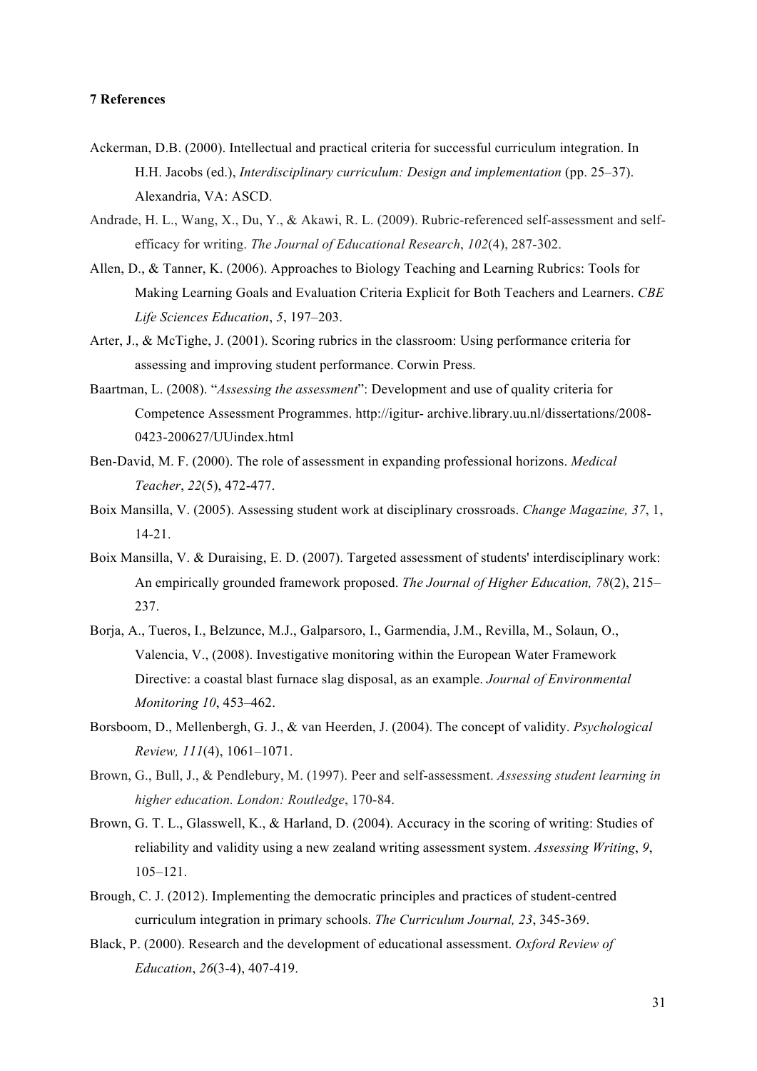## 7 References

Ackerman, D.B. (2000). Intellectual and practical criteria for successful curriculum integration. In H.H. Jacobs (ed.), *Interdisciplinary curriculum: Design and implementation* (pp. 25–37). Alexandria, VA: ASCD.

Andrade, H. L., Wang, X., Du, Y., & Akawi, R. L. (2009). Rubric-referenced self-assessment and self-efficacy for writing. *The Journal of Educational Research*, *102*(4), 287-302.

Allen, D., & Tanner, K. (2006). Approaches to Biology Teaching and Learning Rubrics: Tools for Making Learning Goals and Evaluation Criteria Explicit for Both Teachers and Learners. *CBE Life Sciences Education*, *5*, 197–203.

Arter, J., & McTighe, J. (2001). Scoring rubrics in the classroom: Using performance criteria for assessing and improving student performance. Corwin Press.

Baartman, L. (2008). "*Assessing the assessment*": Development and use of quality criteria for Competence Assessment Programmes. http://igitur- archive.library.uu.nl/dissertations/2008-0423-200627/UUindex.html

Ben-David, M. F. (2000). The role of assessment in expanding professional horizons. *Medical Teacher*, *22*(5), 472-477.

Boix Mansilla, V. (2005). Assessing student work at disciplinary crossroads. *Change Magazine, 37*, 1, 14-21.

Boix Mansilla, V. & Duraising, E. D. (2007). Targeted assessment of students' interdisciplinary work: An empirically grounded framework proposed. *The Journal of Higher Education, 78*(2), 215–237.

Borja, A., Tueros, I., Belzunce, M.J., Galparsoro, I., Garmendia, J.M., Revilla, M., Solaun, O., Valencia, V., (2008). Investigative monitoring within the European Water Framework Directive: a coastal blast furnace slag disposal, as an example. *Journal of Environmental Monitoring 10*, 453–462.

Borsboom, D., Mellenbergh, G. J., & van Heerden, J. (2004). The concept of validity. *Psychological Review, 111*(4), 1061–1071.

Brown, G., Bull, J., & Pendlebury, M. (1997). Peer and self-assessment. *Assessing student learning in higher education. London: Routledge*, 170-84.

Brown, G. T. L., Glasswell, K., & Harland, D. (2004). Accuracy in the scoring of writing: Studies of reliability and validity using a new zealand writing assessment system. *Assessing Writing*, *9*, 105–121.

Brough, C. J. (2012). Implementing the democratic principles and practices of student-centred curriculum integration in primary schools. *The Curriculum Journal, 23*, 345-369.

Black, P. (2000). Research and the development of educational assessment. *Oxford Review of Education*, *26*(3-4), 407-419.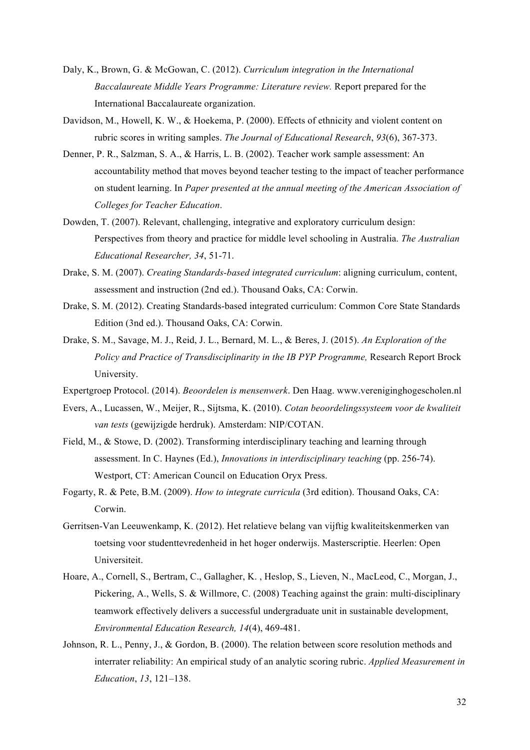Daly, K., Brown, G. & McGowan, C. (2012). *Curriculum integration in the International Baccalaureate Middle Years Programme: Literature review.* Report prepared for the International Baccalaureate organization.

Davidson, M., Howell, K. W., & Hoekema, P. (2000). Effects of ethnicity and violent content on rubric scores in writing samples. *The Journal of Educational Research*, *93*(6), 367-373.

Denner, P. R., Salzman, S. A., & Harris, L. B. (2002). Teacher work sample assessment: An accountability method that moves beyond teacher testing to the impact of teacher performance on student learning. In *Paper presented at the annual meeting of the American Association of Colleges for Teacher Education*.

Dowden, T. (2007). Relevant, challenging, integrative and exploratory curriculum design: Perspectives from theory and practice for middle level schooling in Australia. *The Australian Educational Researcher, 34*, 51-71.

Drake, S. M. (2007). *Creating Standards-based integrated curriculum*: aligning curriculum, content, assessment and instruction (2nd ed.). Thousand Oaks, CA: Corwin.

Drake, S. M. (2012). Creating Standards-based integrated curriculum: Common Core State Standards Edition (3nd ed.). Thousand Oaks, CA: Corwin.

Drake, S. M., Savage, M. J., Reid, J. L., Bernard, M. L., & Beres, J. (2015). *An Exploration of the Policy and Practice of Transdisciplinarity in the IB PYP Programme,* Research Report Brock University.

Expertgroep Protocol. (2014). *Beoordelen is mensenwerk*. Den Haag. www.vereniginghogescholen.nl

Evers, A., Lucassen, W., Meijer, R., Sijtsma, K. (2010). *Cotan beoordelingssysteem voor de kwaliteit van tests* (gewijzigde herdruk). Amsterdam: NIP/COTAN.

Field, M., & Stowe, D. (2002). Transforming interdisciplinary teaching and learning through assessment. In C. Haynes (Ed.), *Innovations in interdisciplinary teaching* (pp. 256-74). Westport, CT: American Council on Education Oryx Press.

Fogarty, R. & Pete, B.M. (2009). *How to integrate curricula* (3rd edition). Thousand Oaks, CA: Corwin.

Gerritsen-Van Leeuwenkamp, K. (2012). Het relatieve belang van vijftig kwaliteitskenmerken van toetsing voor studenttevredenheid in het hoger onderwijs. Masterscriptie. Heerlen: Open Universiteit.

Hoare, A., Cornell, S., Bertram, C., Gallagher, K. , Heslop, S., Lieven, N., MacLeod, C., Morgan, J., Pickering, A., Wells, S. & Willmore, C. (2008) Teaching against the grain: multi-disciplinary teamwork effectively delivers a successful undergraduate unit in sustainable development, *Environmental Education Research, 14*(4), 469-481.

Johnson, R. L., Penny, J., & Gordon, B. (2000). The relation between score resolution methods and interrater reliability: An empirical study of an analytic scoring rubric. *Applied Measurement in Education*, *13*, 121–138.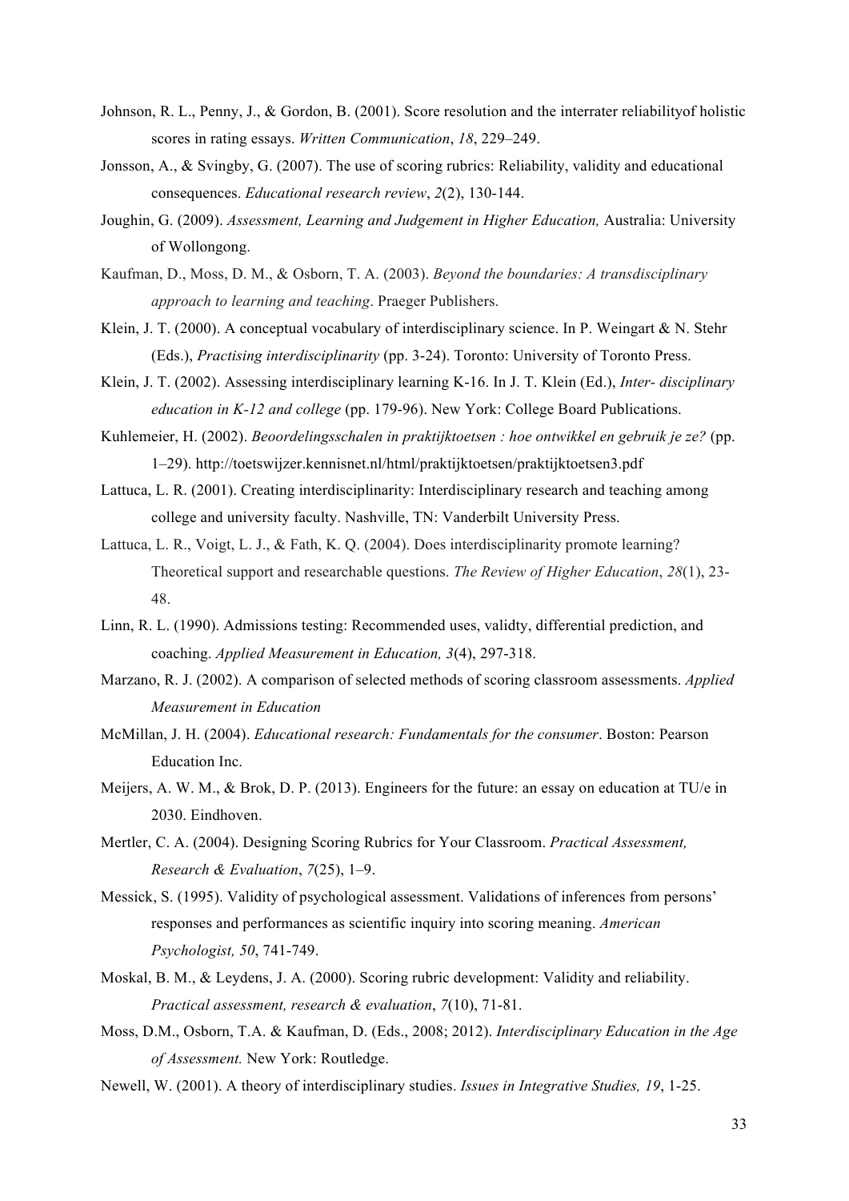Johnson, R. L., Penny, J., & Gordon, B. (2001). Score resolution and the interrater reliabilityof holistic scores in rating essays. *Written Communication*, *18*, 229–249.

Jonsson, A., & Svingby, G. (2007). The use of scoring rubrics: Reliability, validity and educational consequences. *Educational research review*, *2*(2), 130-144.

Joughin, G. (2009). *Assessment, Learning and Judgement in Higher Education,* Australia: University of Wollongong.

Kaufman, D., Moss, D. M., & Osborn, T. A. (2003). *Beyond the boundaries: A transdisciplinary approach to learning and teaching*. Praeger Publishers.

Klein, J. T. (2000). A conceptual vocabulary of interdisciplinary science. In P. Weingart & N. Stehr (Eds.), *Practising interdisciplinarity* (pp. 3-24). Toronto: University of Toronto Press.

Klein, J. T. (2002). Assessing interdisciplinary learning K-16. In J. T. Klein (Ed.), *Inter- disciplinary education in K-12 and college* (pp. 179-96). New York: College Board Publications.

Kuhlemeier, H. (2002). *Beoordelingsschalen in praktijktoetsen : hoe ontwikkel en gebruik je ze?* (pp. 1–29). http://toetswijzer.kennisnet.nl/html/praktijktoetsen/praktijktoetsen3.pdf

Lattuca, L. R. (2001). Creating interdisciplinarity: Interdisciplinary research and teaching among college and university faculty. Nashville, TN: Vanderbilt University Press.

Lattuca, L. R., Voigt, L. J., & Fath, K. Q. (2004). Does interdisciplinarity promote learning? Theoretical support and researchable questions. *The Review of Higher Education*, *28*(1), 23-48.

Linn, R. L. (1990). Admissions testing: Recommended uses, validty, differential prediction, and coaching. *Applied Measurement in Education, 3*(4), 297-318.

Marzano, R. J. (2002). A comparison of selected methods of scoring classroom assessments. *Applied Measurement in Education*

McMillan, J. H. (2004). *Educational research: Fundamentals for the consumer*. Boston: Pearson Education Inc.

Meijers, A. W. M., & Brok, D. P. (2013). Engineers for the future: an essay on education at TU/e in 2030. Eindhoven.

Mertler, C. A. (2004). Designing Scoring Rubrics for Your Classroom. *Practical Assessment, Research & Evaluation*, *7*(25), 1–9.

Messick, S. (1995). Validity of psychological assessment. Validations of inferences from persons' responses and performances as scientific inquiry into scoring meaning. *American Psychologist, 50*, 741-749.

Moskal, B. M., & Leydens, J. A. (2000). Scoring rubric development: Validity and reliability. *Practical assessment, research & evaluation*, *7*(10), 71-81.

Moss, D.M., Osborn, T.A. & Kaufman, D. (Eds., 2008; 2012). *Interdisciplinary Education in the Age of Assessment.* New York: Routledge.

Newell, W. (2001). A theory of interdisciplinary studies. *Issues in Integrative Studies, 19*, 1-25.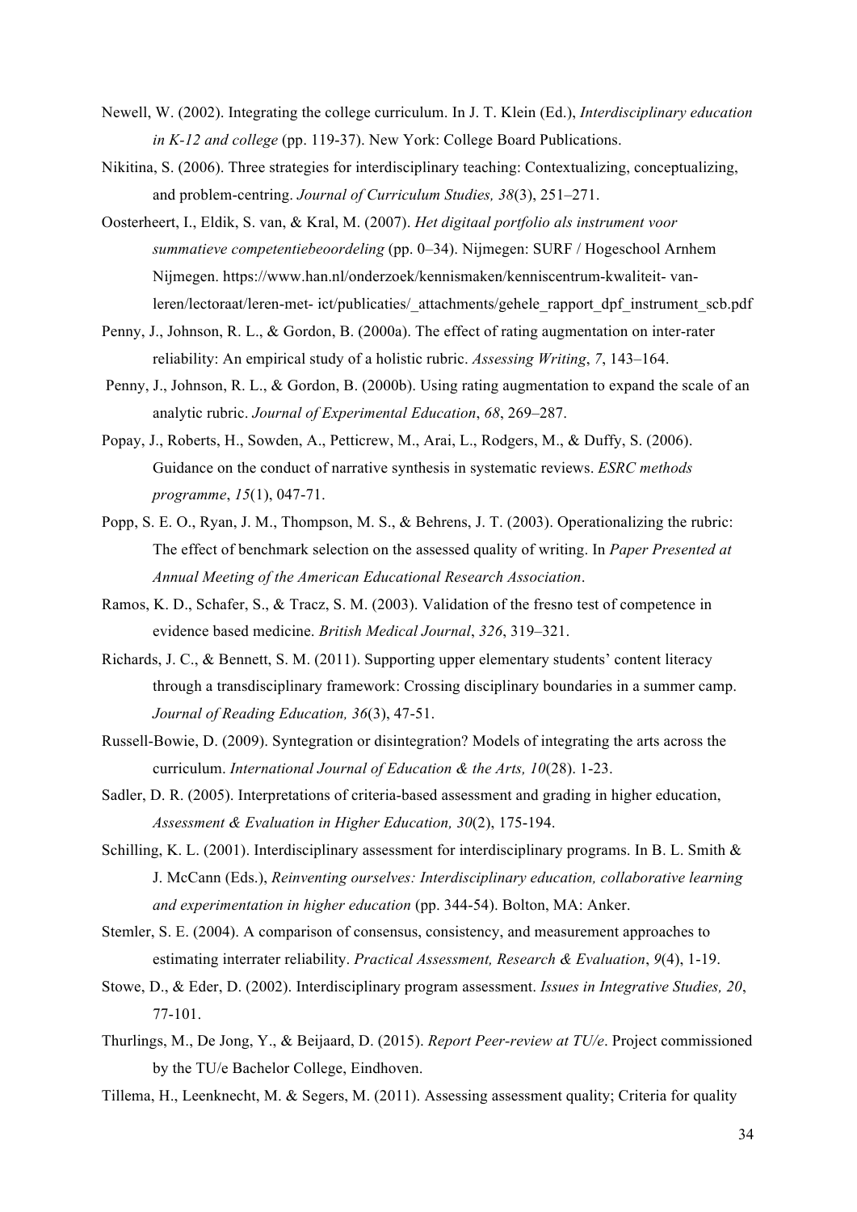Newell, W. (2002). Integrating the college curriculum. In J. T. Klein (Ed.), *Interdisciplinary education in K-12 and college* (pp. 119-37). New York: College Board Publications.

Nikitina, S. (2006). Three strategies for interdisciplinary teaching: Contextualizing, conceptualizing, and problem-centring. *Journal of Curriculum Studies, 38*(3), 251–271.

Oosterheert, I., Eldik, S. van, & Kral, M. (2007). *Het digitaal portfolio als instrument voor summatieve competentiebeoordeling* (pp. 0–34). Nijmegen: SURF / Hogeschool Arnhem Nijmegen. https://www.han.nl/onderzoek/kennismaken/kenniscentrum-kwaliteit- van-leren/lectoraat/leren-met- ict/publicaties/_attachments/gehele_rapport_dpf_instrument_scb.pdf

Penny, J., Johnson, R. L., & Gordon, B. (2000a). The effect of rating augmentation on inter-rater reliability: An empirical study of a holistic rubric. *Assessing Writing*, *7*, 143–164.

Penny, J., Johnson, R. L., & Gordon, B. (2000b). Using rating augmentation to expand the scale of an analytic rubric. *Journal of Experimental Education*, *68*, 269–287.

Popay, J., Roberts, H., Sowden, A., Petticrew, M., Arai, L., Rodgers, M., & Duffy, S. (2006). Guidance on the conduct of narrative synthesis in systematic reviews. *ESRC methods programme*, *15*(1), 047-71.

Popp, S. E. O., Ryan, J. M., Thompson, M. S., & Behrens, J. T. (2003). Operationalizing the rubric: The effect of benchmark selection on the assessed quality of writing. In *Paper Presented at Annual Meeting of the American Educational Research Association*.

Ramos, K. D., Schafer, S., & Tracz, S. M. (2003). Validation of the fresno test of competence in evidence based medicine. *British Medical Journal*, *326*, 319–321.

Richards, J. C., & Bennett, S. M. (2011). Supporting upper elementary students' content literacy through a transdisciplinary framework: Crossing disciplinary boundaries in a summer camp. *Journal of Reading Education, 36*(3), 47-51.

Russell-Bowie, D. (2009). Syntegration or disintegration? Models of integrating the arts across the curriculum. *International Journal of Education & the Arts, 10*(28). 1-23.

Sadler, D. R. (2005). Interpretations of criteria-based assessment and grading in higher education, *Assessment & Evaluation in Higher Education, 30*(2), 175-194.

Schilling, K. L. (2001). Interdisciplinary assessment for interdisciplinary programs. In B. L. Smith & J. McCann (Eds.), *Reinventing ourselves: Interdisciplinary education, collaborative learning and experimentation in higher education* (pp. 344-54). Bolton, MA: Anker.

Stemler, S. E. (2004). A comparison of consensus, consistency, and measurement approaches to estimating interrater reliability. *Practical Assessment, Research & Evaluation*, *9*(4), 1-19.

Stowe, D., & Eder, D. (2002). Interdisciplinary program assessment. *Issues in Integrative Studies, 20*, 77-101.

Thurlings, M., De Jong, Y., & Beijaard, D. (2015). *Report Peer-review at TU/e*. Project commissioned by the TU/e Bachelor College, Eindhoven.

Tillema, H., Leenknecht, M. & Segers, M. (2011). Assessing assessment quality; Criteria for quality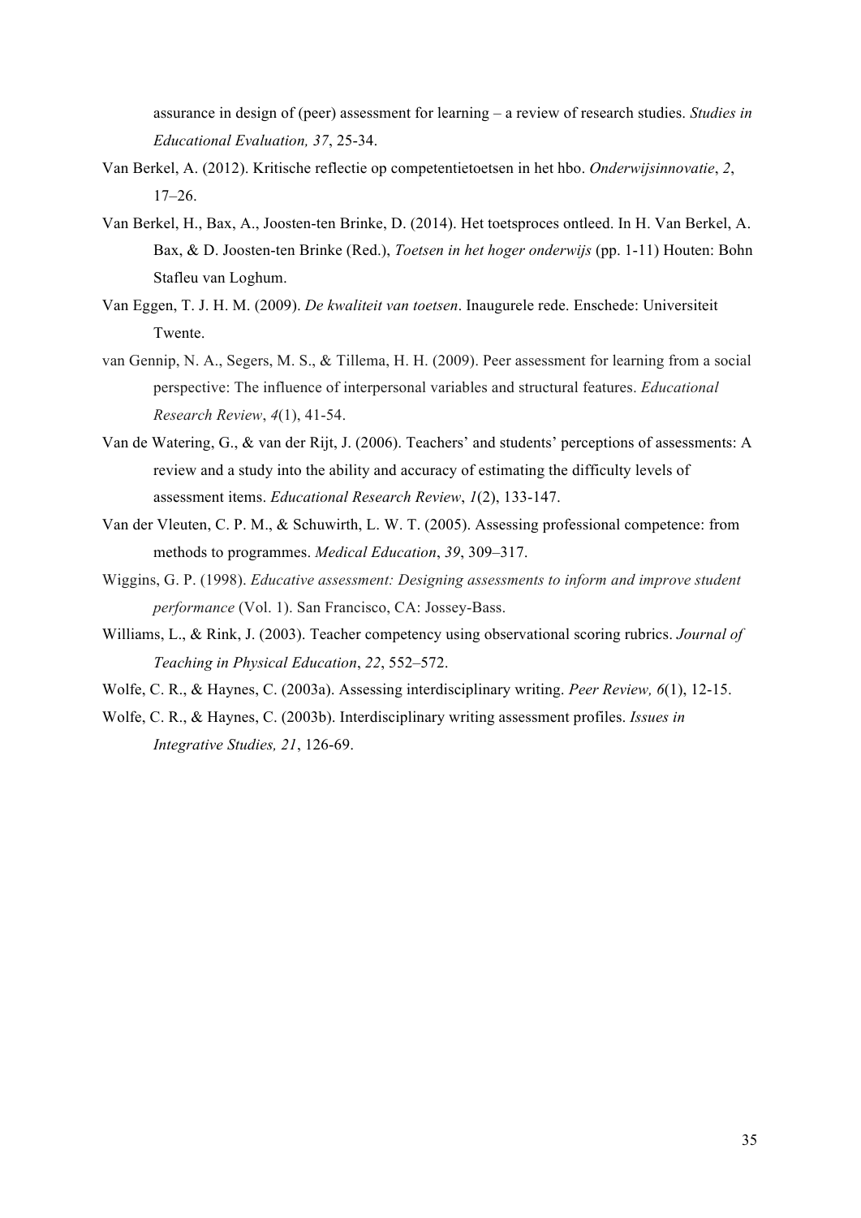assurance in design of (peer) assessment for learning – a review of research studies. *Studies in Educational Evaluation, 37*, 25-34.

Van Berkel, A. (2012). Kritische reflectie op competentietoetsen in het hbo. *Onderwijsinnovatie*, *2*, 17–26.

Van Berkel, H., Bax, A., Joosten-ten Brinke, D. (2014). Het toetsproces ontleed. In H. Van Berkel, A. Bax, & D. Joosten-ten Brinke (Red.), *Toetsen in het hoger onderwijs* (pp. 1-11) Houten: Bohn Stafleu van Loghum.

Van Eggen, T. J. H. M. (2009). *De kwaliteit van toetsen*. Inaugurele rede. Enschede: Universiteit Twente.

van Gennip, N. A., Segers, M. S., & Tillema, H. H. (2009). Peer assessment for learning from a social perspective: The influence of interpersonal variables and structural features. *Educational Research Review*, *4*(1), 41-54.

Van de Watering, G., & van der Rijt, J. (2006). Teachers' and students' perceptions of assessments: A review and a study into the ability and accuracy of estimating the difficulty levels of assessment items. *Educational Research Review*, *1*(2), 133-147.

Van der Vleuten, C. P. M., & Schuwirth, L. W. T. (2005). Assessing professional competence: from methods to programmes. *Medical Education*, *39*, 309–317.

Wiggins, G. P. (1998). *Educative assessment: Designing assessments to inform and improve student performance* (Vol. 1). San Francisco, CA: Jossey-Bass.

Williams, L., & Rink, J. (2003). Teacher competency using observational scoring rubrics. *Journal of Teaching in Physical Education*, *22*, 552–572.

Wolfe, C. R., & Haynes, C. (2003a). Assessing interdisciplinary writing. *Peer Review, 6*(1), 12-15.

Wolfe, C. R., & Haynes, C. (2003b). Interdisciplinary writing assessment profiles. *Issues in Integrative Studies, 21*, 126-69.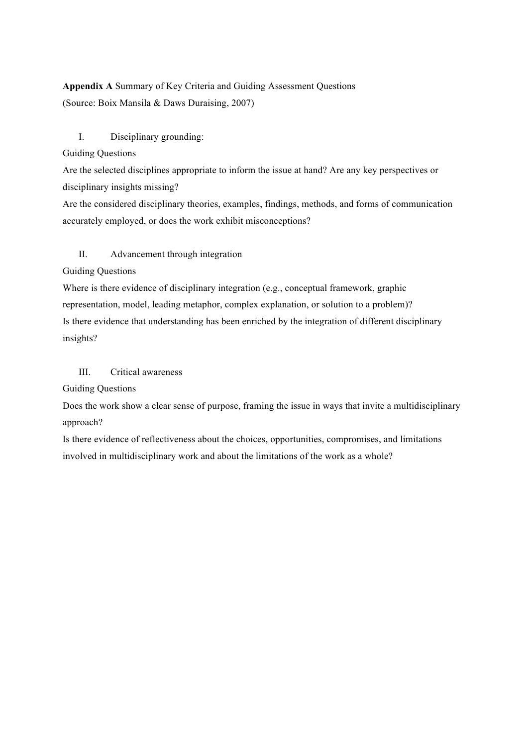**Appendix A** Summary of Key Criteria and Guiding Assessment Questions
(Source: Boix Mansila & Daws Duraising, 2007)

I. Disciplinary grounding:

Guiding Questions

Are the selected disciplines appropriate to inform the issue at hand? Are any key perspectives or disciplinary insights missing?

Are the considered disciplinary theories, examples, findings, methods, and forms of communication accurately employed, or does the work exhibit misconceptions?

II. Advancement through integration

Guiding Questions

Where is there evidence of disciplinary integration (e.g., conceptual framework, graphic representation, model, leading metaphor, complex explanation, or solution to a problem)?

Is there evidence that understanding has been enriched by the integration of different disciplinary insights?

III. Critical awareness

Guiding Questions

Does the work show a clear sense of purpose, framing the issue in ways that invite a multidisciplinary approach?

Is there evidence of reflectiveness about the choices, opportunities, compromises, and limitations involved in multidisciplinary work and about the limitations of the work as a whole?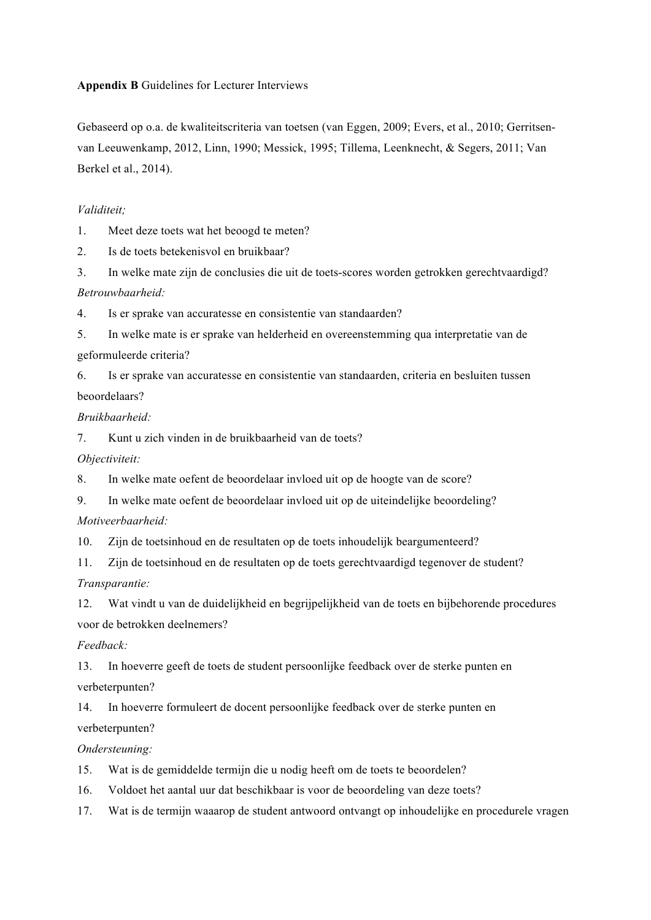**Appendix B** Guidelines for Lecturer Interviews

Gebaseerd op o.a. de kwaliteitscriteria van toetsen (van Eggen, 2009; Evers, et al., 2010; Gerritsen-van Leeuwenkamp, 2012, Linn, 1990; Messick, 1995; Tillema, Leenknecht, & Segers, 2011; Van Berkel et al., 2014).

*Validiteit;*

1. Meet deze toets wat het beoogd te meten?
2. Is de toets betekenisvol en bruikbaar?
3. In welke mate zijn de conclusies die uit de toets-scores worden getrokken gerechtvaardigd?

*Betrouwbaarheid:*

4. Is er sprake van accuratesse en consistentie van standaarden?
5. In welke mate is er sprake van helderheid en overeenstemming qua interpretatie van de geformuleerde criteria?
6. Is er sprake van accuratesse en consistentie van standaarden, criteria en besluiten tussen beoordelaars?

*Bruikbaarheid:*

7. Kunt u zich vinden in de bruikbaarheid van de toets?

*Objectiviteit:*

8. In welke mate oefent de beoordelaar invloed uit op de hoogte van de score?
9. In welke mate oefent de beoordelaar invloed uit op de uiteindelijke beoordeling?

*Motiveerbaarheid:*

10. Zijn de toetsinhoud en de resultaten op de toets inhoudelijk beargumenteerd?
11. Zijn de toetsinhoud en de resultaten op de toets gerechtvaardigd tegenover de student?

*Transparantie:*

12. Wat vindt u van de duidelijkheid en begrijpelijkheid van de toets en bijbehorende procedures voor de betrokken deelnemers?

*Feedback:*

13. In hoeverre geeft de toets de student persoonlijke feedback over de sterke punten en verbeterpunten?
14. In hoeverre formuleert de docent persoonlijke feedback over de sterke punten en verbeterpunten?

*Ondersteuning:*

15. Wat is de gemiddelde termijn die u nodig heeft om de toets te beoordelen?
16. Voldoet het aantal uur dat beschikbaar is voor de beoordeling van deze toets?
17. Wat is de termijn waaarop de student antwoord ontvangt op inhoudelijke en procedurele vragen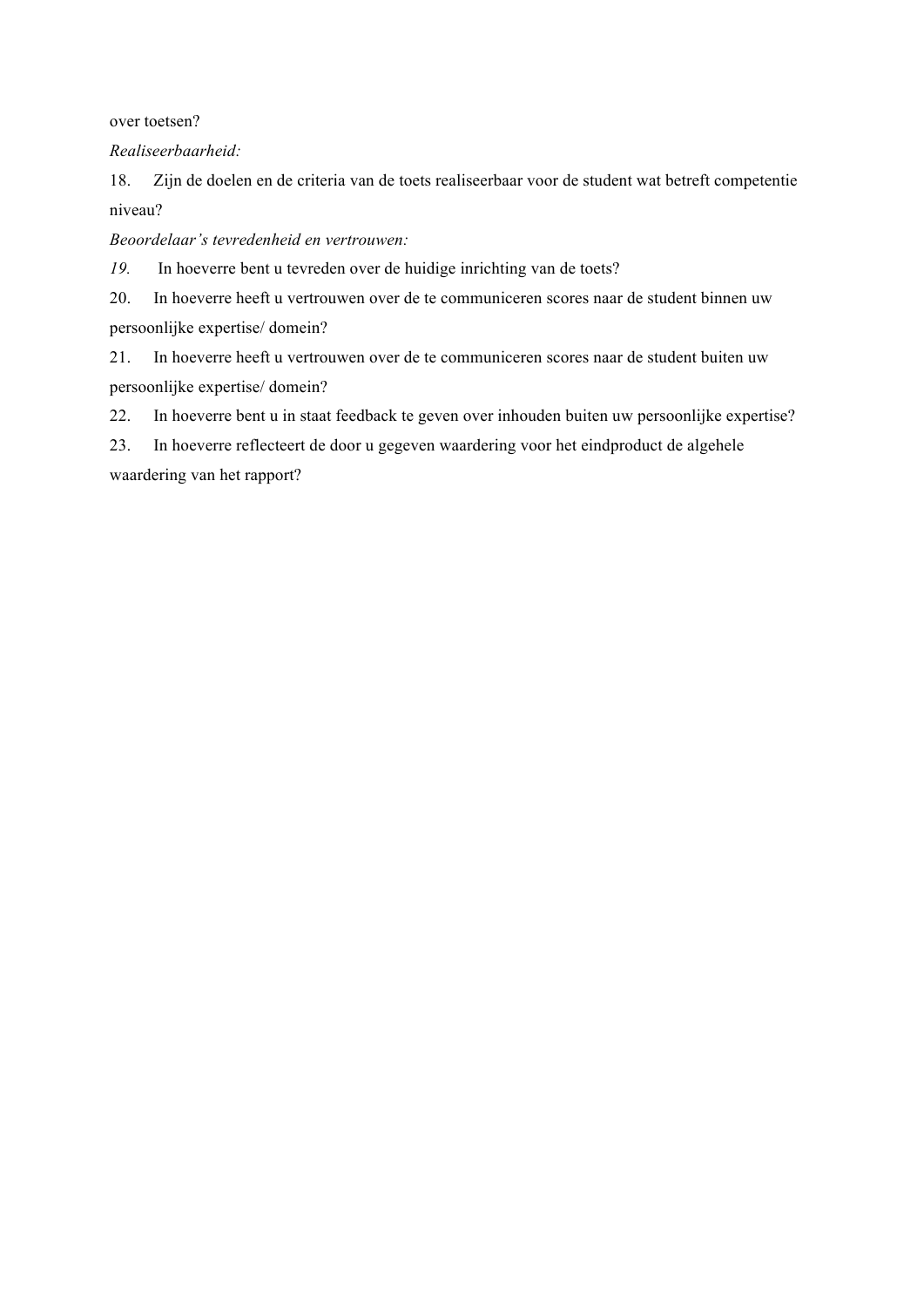over toetsen?

*Realiseerbaarheid:*

18. Zijn de doelen en de criteria van de toets realiseerbaar voor de student wat betreft competentie niveau?

*Beoordelaar's tevredenheid en vertrouwen:*

*19.* In hoeverre bent u tevreden over de huidige inrichting van de toets?

20. In hoeverre heeft u vertrouwen over de te communiceren scores naar de student binnen uw persoonlijke expertise/ domein?

21. In hoeverre heeft u vertrouwen over de te communiceren scores naar de student buiten uw persoonlijke expertise/ domein?

22. In hoeverre bent u in staat feedback te geven over inhouden buiten uw persoonlijke expertise?

23. In hoeverre reflecteert de door u gegeven waardering voor het eindproduct de algehele waardering van het rapport?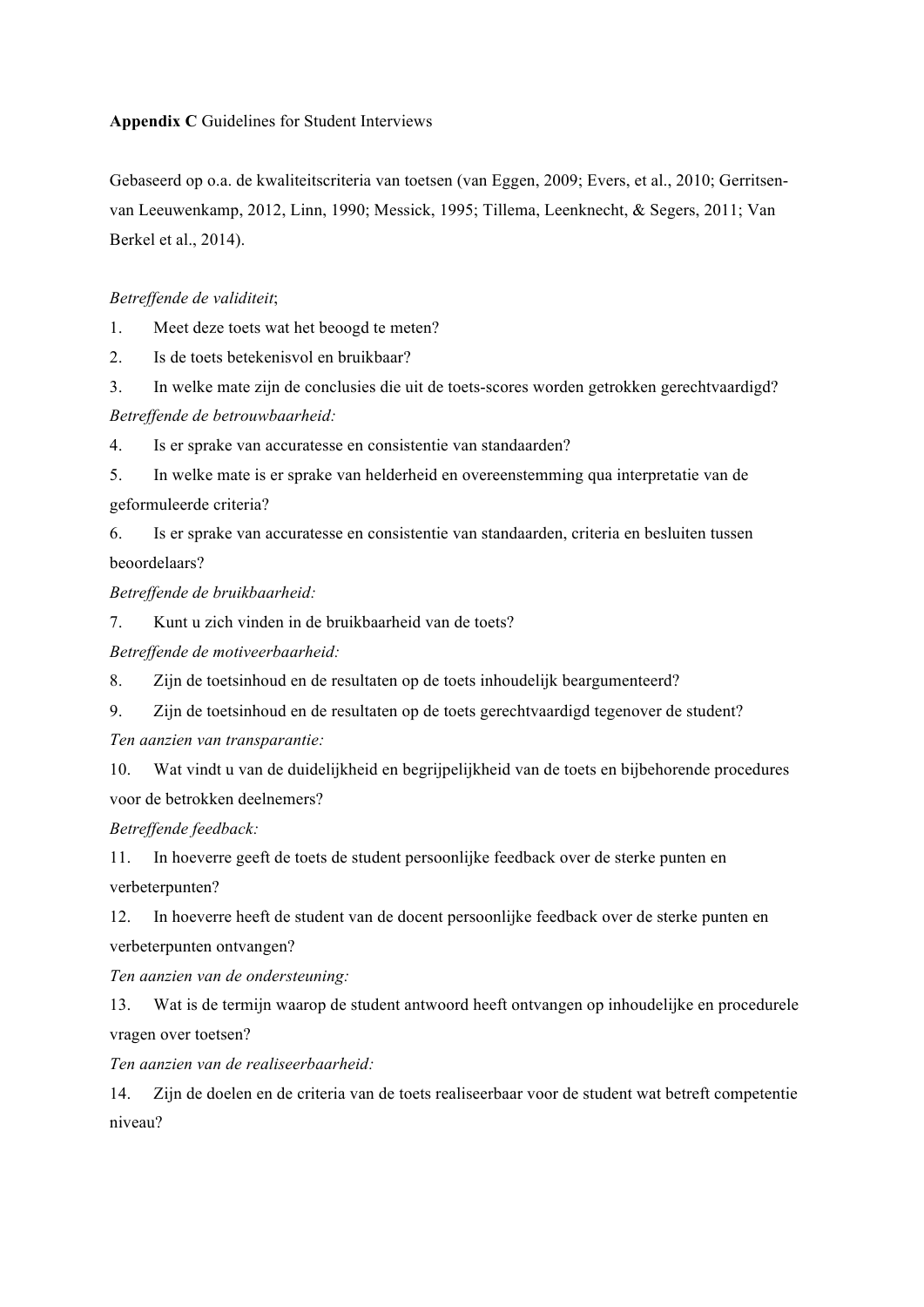**Appendix C** Guidelines for Student Interviews

Gebaseerd op o.a. de kwaliteitscriteria van toetsen (van Eggen, 2009; Evers, et al., 2010; Gerritsen-van Leeuwenkamp, 2012, Linn, 1990; Messick, 1995; Tillema, Leenknecht, & Segers, 2011; Van Berkel et al., 2014).

*Betreffende de validiteit*;

1. Meet deze toets wat het beoogd te meten?
2. Is de toets betekenisvol en bruikbaar?
3. In welke mate zijn de conclusies die uit de toets-scores worden getrokken gerechtvaardigd?

*Betreffende de betrouwbaarheid:*

4. Is er sprake van accuratesse en consistentie van standaarden?
5. In welke mate is er sprake van helderheid en overeenstemming qua interpretatie van de geformuleerde criteria?
6. Is er sprake van accuratesse en consistentie van standaarden, criteria en besluiten tussen beoordelaars?

*Betreffende de bruikbaarheid:*

7. Kunt u zich vinden in de bruikbaarheid van de toets?

*Betreffende de motiveerbaarheid:*

8. Zijn de toetsinhoud en de resultaten op de toets inhoudelijk beargumenteerd?
9. Zijn de toetsinhoud en de resultaten op de toets gerechtvaardigd tegenover de student?

*Ten aanzien van transparantie:*

10. Wat vindt u van de duidelijkheid en begrijpelijkheid van de toets en bijbehorende procedures voor de betrokken deelnemers?

*Betreffende feedback:*

11. In hoeverre geeft de toets de student persoonlijke feedback over de sterke punten en verbeterpunten?
12. In hoeverre heeft de student van de docent persoonlijke feedback over de sterke punten en verbeterpunten ontvangen?

*Ten aanzien van de ondersteuning:*

13. Wat is de termijn waarop de student antwoord heeft ontvangen op inhoudelijke en procedurele vragen over toetsen?

*Ten aanzien van de realiseerbaarheid:*

14. Zijn de doelen en de criteria van de toets realiseerbaar voor de student wat betreft competentie niveau?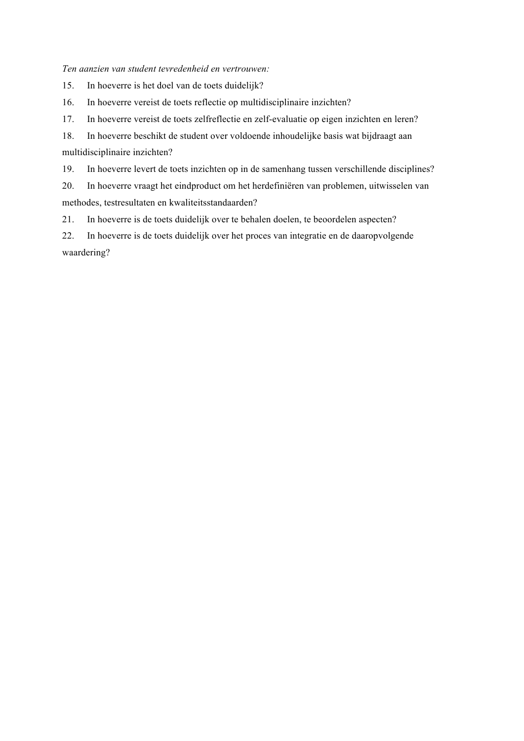*Ten aanzien van student tevredenheid en vertrouwen:*

15. In hoeverre is het doel van de toets duidelijk?
16. In hoeverre vereist de toets reflectie op multidisciplinaire inzichten?
17. In hoeverre vereist de toets zelfreflectie en zelf-evaluatie op eigen inzichten en leren?
18. In hoeverre beschikt de student over voldoende inhoudelijke basis wat bijdraagt aan multidisciplinaire inzichten?
19. In hoeverre levert de toets inzichten op in de samenhang tussen verschillende disciplines?
20. In hoeverre vraagt het eindproduct om het herdefiniëren van problemen, uitwisselen van methodes, testresultaten en kwaliteitsstandaarden?
21. In hoeverre is de toets duidelijk over te behalen doelen, te beoordelen aspecten?
22. In hoeverre is de toets duidelijk over het proces van integratie en de daaropvolgende waardering?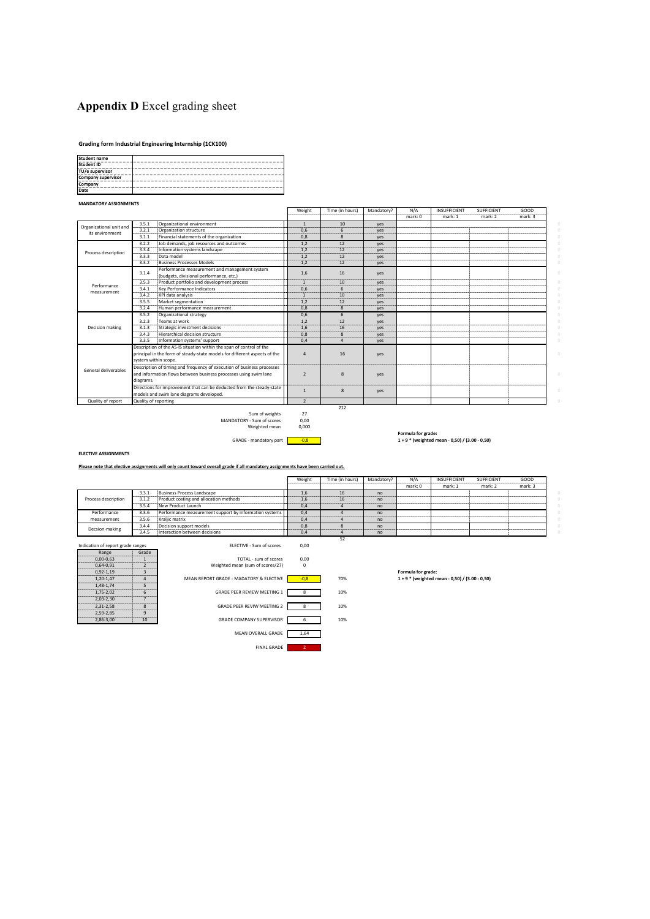# Appendix D Excel grading sheet

**Grading form Industrial Engineering Internship (1CK100)**

| | |
|---|---|
| **Student name** | |
| **Student ID** | |
| **TU/e supervisor** | |
| **Company supervisor** | |
| **Company** | |
| **Date** | |

**MANDATORY ASSIGNMENTS**

| | | | Weight | Time (in hours) | Mandatory? | N/A | INSUFFICIENT | SUFFICIENT | GOOD | |
|---|---|---|---|---|---|---|---|---|---|---|
| | | | | | | mark: 0 | mark: 1 | mark: 2 | mark: 3 | |
| Organizational unit and its environment | 3.5.1 | Organizational environment | 1 | 10 | yes | | | | | 0 |
| | 3.2.1 | Organization structure | 0,6 | 6 | yes | | | | | 0 |
| | 3.1.1 | Financial statements of the organization | 0,8 | 8 | yes | | | | | 0 |
| Process description | 3.2.2 | Job demands, job resources and outcomes | 1,2 | 12 | yes | | | | | 0 |
| | 3.3.4 | Information systems landscape | 1,2 | 12 | yes | | | | | 0 |
| | 3.3.3 | Data model | 1,2 | 12 | yes | | | | | 0 |
| | 3.3.2 | Business Processes Models | 1,2 | 12 | yes | | | | | 0 |
| Performance measurement | 3.1.4 | Performance measurement and management system (budgets, divisional performance, etc.) | 1,6 | 16 | yes | | | | | 0 |
| | 3.5.3 | Product portfolio and development process | 1 | 10 | yes | | | | | 0 |
| | 3.4.1 | Key Performance Indicators | 0,6 | 6 | yes | | | | | 0 |
| | 3.4.2 | KPI data analysis | 1 | 10 | yes | | | | | 0 |
| | 3.5.5 | Market segmentation | 1,2 | 12 | yes | | | | | 0 |
| | 3.2.4 | Human performance measurement | 0,8 | 8 | yes | | | | | 0 |
| Decision making | 3.5.2 | Organizational strategy | 0,6 | 6 | yes | | | | | 0 |
| | 3.2.3 | Teams at work | 1,2 | 12 | yes | | | | | 0 |
| | 3.1.3 | Strategic investment decisions | 1,6 | 16 | yes | | | | | 0 |
| | 3.4.3 | Hierarchical decision structure | 0,8 | 8 | yes | | | | | 0 |
| | 3.3.5 | Information systems' support | 0,4 | 4 | yes | | | | | 0 |
| General deliverables | | Description of the AS-IS situation within the span of control of the principal in the form of steady-state models for different aspects of the system within scope. | 4 | 16 | yes | | | | | 0 |
| | | Description of timing and frequency of execution of business processes and information flows between business processes using swim lane diagrams. | 2 | 8 | yes | | | | | 0 |
| | | Directions for improvement that can be deducted from the steady-state models and swim lane diagrams developed. | 1 | 8 | yes | | | | | 0 |
| Quality of report | Quality of reporting | | 2 | | | | | | | 0 |
| | | | | 212 | | | | | | |

| | |
|---|---|
| Sum of weights | 27 |
| MANDATORY - Sum of scores | 0,00 |
| Weighted mean | 0,000 |
| GRADE - mandatory part | -0,8 |

**Formula for grade:**
**1 + 9 * (weighted mean - 0,50) / (3.00 - 0,50)**

**ELECTIVE ASSIGNMENTS**

**Please note that elective assignments will only count toward overall grade if all mandatory assignments have been carried out.**

| | | | Weight | Time (in hours) | Mandatory? | N/A | INSUFFICIENT | SUFFICIENT | GOOD | |
|---|---|---|---|---|---|---|---|---|---|---|
| | | | | | | mark: 0 | mark: 1 | mark: 2 | mark: 3 | |
| Process description | 3.3.1 | Business Process Landscape | 1,6 | 16 | no | | | | | 0 |
| | 3.1.2 | Product costing and allocation methods | 1,6 | 16 | no | | | | | 0 |
| | 3.5.4 | New Product Launch | 0,4 | 4 | no | | | | | 0 |
| Performance measurement | 3.3.6 | Performance measurement support by information systems | 0,4 | 4 | no | | | | | 0 |
| | 3.5.6 | Kraljic matrix | 0,4 | 4 | no | | | | | 0 |
| Decsion-making | 3.4.4 | Decision support models | 0,8 | 8 | no | | | | | 0 |
| | 3.4.5 | Interaction between decisions | 0,4 | 4 | no | | | | | 0 |
| | | | | 52 | | | | | | |

Indication of report grade ranges

| Range | Grade |
|---|---|
| 0,00-0,63 | 1 |
| 0,64-0,91 | 2 |
| 0,92-1,19 | 3 |
| 1,20-1,47 | 4 |
| 1,48-1,74 | 5 |
| 1,75-2,02 | 6 |
| 2,03-2,30 | 7 |
| 2,31-2,58 | 8 |
| 2,59-2,85 | 9 |
| 2,86-3,00 | 10 |

| | | |
|---|---|---|
| ELECTIVE - Sum of scores | 0,00 | |
| TOTAL - sum of scores | 0,00 | |
| Weighted mean (sum of scores/27) | 0 | |
| MEAN REPORT GRADE - MADATORY & ELECTIVE | -0,8 | 70% |
| GRADE PEER REVIEW MEETING 1 | 8 | 10% |
| GRADE PEER REVIW MEETING 2 | 8 | 10% |
| GRADE COMPANY SUPERVISOR | 6 | 10% |
| MEAN OVERALL GRADE | 1,64 | |
| FINAL GRADE | 2 | |

**Formula for grade:**
**1 + 9 * (weighted mean - 0,50) / (3.00 - 0,50)**